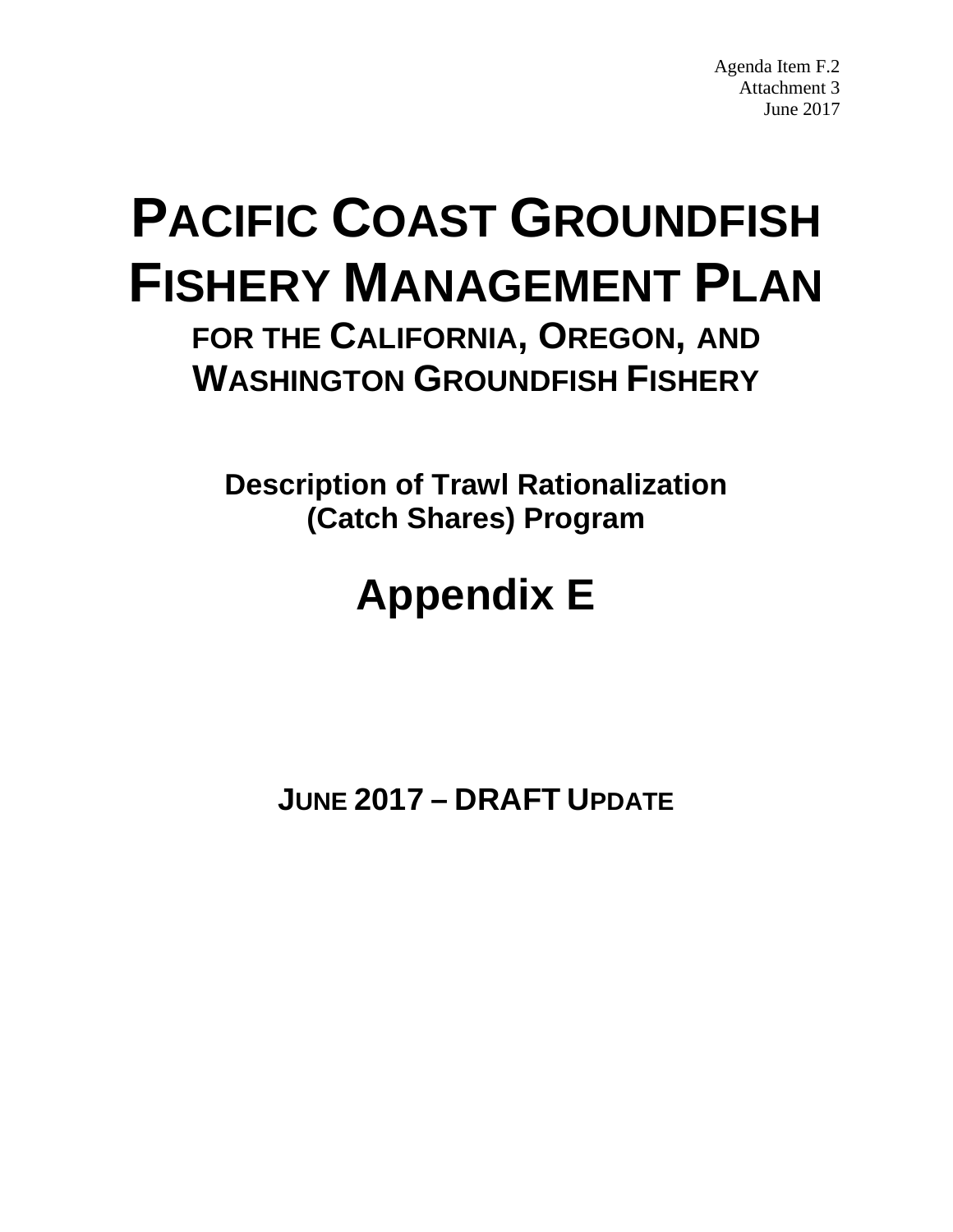Agenda Item F.2
Attachment 3
June 2017

# PACIFIC COAST GROUNDFISH FISHERY MANAGEMENT PLAN

## FOR THE CALIFORNIA, OREGON, AND WASHINGTON GROUNDFISH FISHERY

**Description of Trawl Rationalization (Catch Shares) Program**

# Appendix E

**JUNE 2017 – DRAFT UPDATE**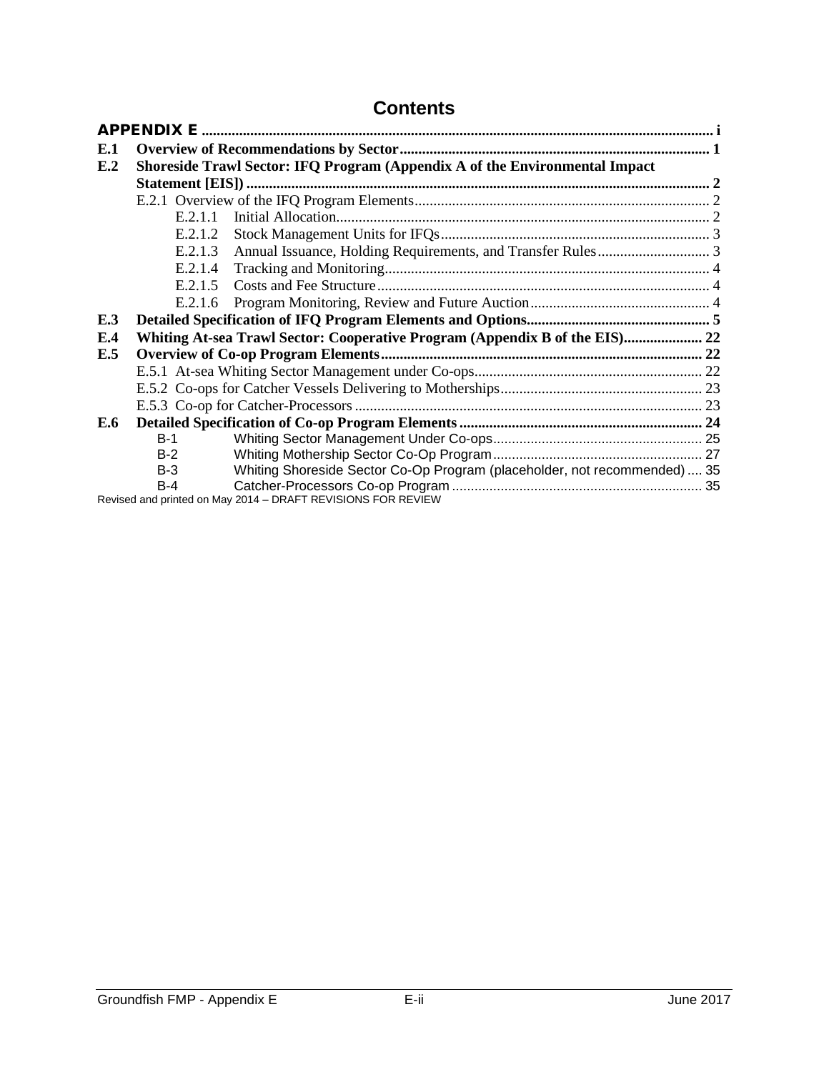# Contents

**APPENDIX E** ........................................................................................................................ i

**E.1 Overview of Recommendations by Sector** .................................................................................. 1

**E.2 Shoreside Trawl Sector: IFQ Program (Appendix A of the Environmental Impact Statement [EIS])** ........................................................................................................................ 2

- E.2.1 Overview of the IFQ Program Elements ................................................................................ 2
  - E.2.1.1 Initial Allocation ..................................................................................................... 2
  - E.2.1.2 Stock Management Units for IFQs ......................................................................... 3
  - E.2.1.3 Annual Issuance, Holding Requirements, and Transfer Rules .............................. 3
  - E.2.1.4 Tracking and Monitoring ........................................................................................ 4
  - E.2.1.5 Costs and Fee Structure .......................................................................................... 4
  - E.2.1.6 Program Monitoring, Review and Future Auction ................................................ 4

**E.3 Detailed Specification of IFQ Program Elements and Options** ................................................ 5

**E.4 Whiting At-sea Trawl Sector: Cooperative Program (Appendix B of the EIS)** ..................... 22

**E.5 Overview of Co-op Program Elements** ..................................................................................... 22

- E.5.1 At-sea Whiting Sector Management under Co-ops ............................................................. 22
- E.5.2 Co-ops for Catcher Vessels Delivering to Motherships ...................................................... 23
- E.5.3 Co-op for Catcher-Processors ............................................................................................. 23

**E.6 Detailed Specification of Co-op Program Elements** ................................................................. 24

- B-1 Whiting Sector Management Under Co-ops ......................................................................... 25
- B-2 Whiting Mothership Sector Co-Op Program ......................................................................... 27
- B-3 Whiting Shoreside Sector Co-Op Program (placeholder, not recommended) .... 35
- B-4 Catcher-Processors Co-op Program ................................................................................... 35

Revised and printed on May 2014 – DRAFT REVISIONS FOR REVIEW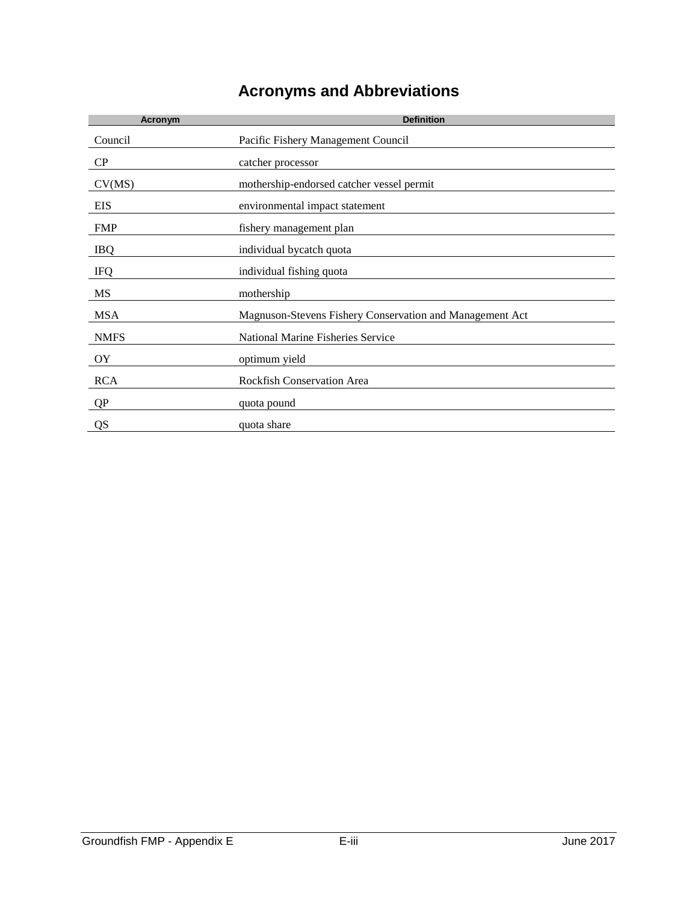# Acronyms and Abbreviations

| Acronym | Definition |
|---|---|
| Council | Pacific Fishery Management Council |
| CP | catcher processor |
| CV(MS) | mothership-endorsed catcher vessel permit |
| EIS | environmental impact statement |
| FMP | fishery management plan |
| IBQ | individual bycatch quota |
| IFQ | individual fishing quota |
| MS | mothership |
| MSA | Magnuson-Stevens Fishery Conservation and Management Act |
| NMFS | National Marine Fisheries Service |
| OY | optimum yield |
| RCA | Rockfish Conservation Area |
| QP | quota pound |
| QS | quota share |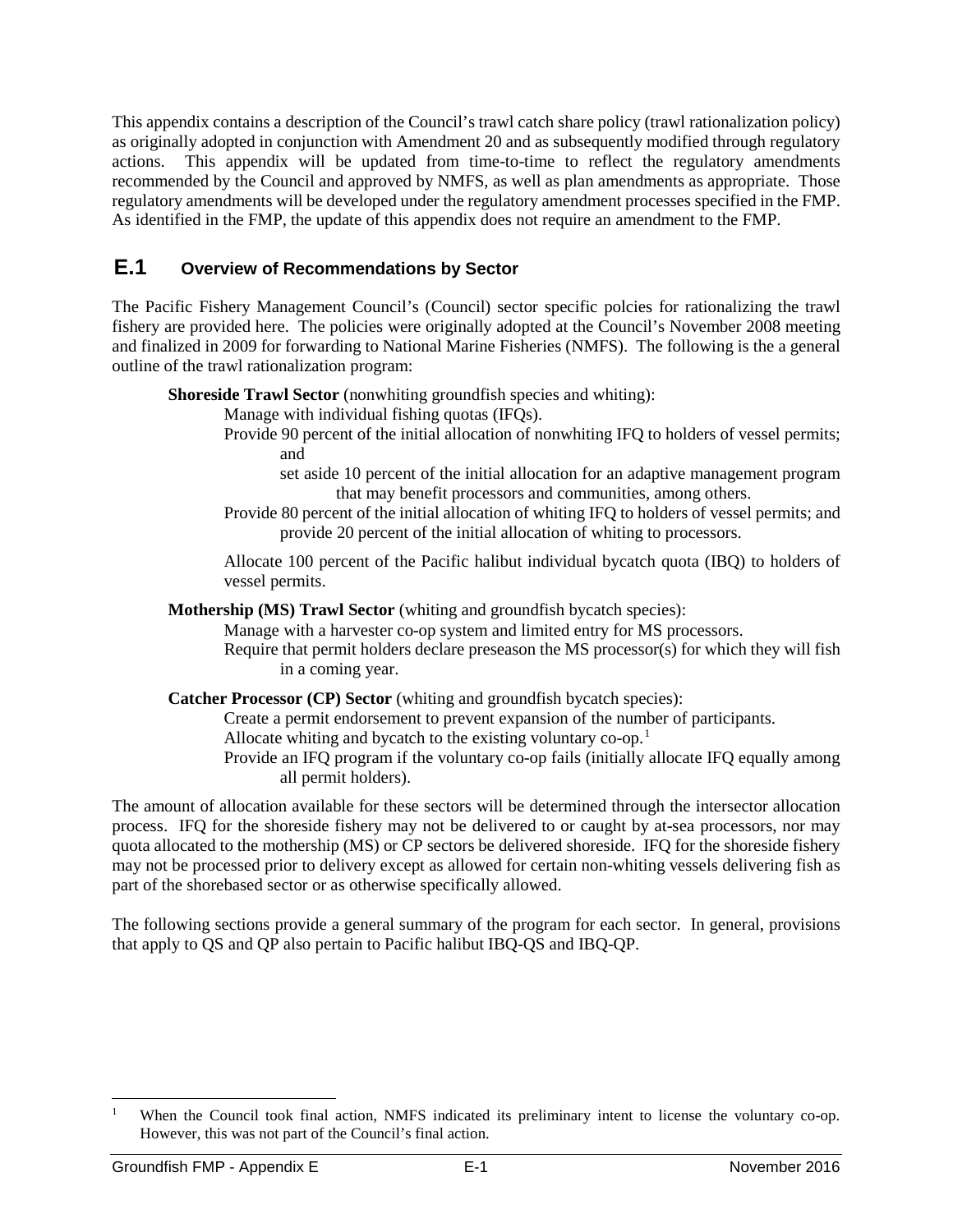This appendix contains a description of the Council's trawl catch share policy (trawl rationalization policy) as originally adopted in conjunction with Amendment 20 and as subsequently modified through regulatory actions. This appendix will be updated from time-to-time to reflect the regulatory amendments recommended by the Council and approved by NMFS, as well as plan amendments as appropriate. Those regulatory amendments will be developed under the regulatory amendment processes specified in the FMP. As identified in the FMP, the update of this appendix does not require an amendment to the FMP.

## E.1 Overview of Recommendations by Sector

The Pacific Fishery Management Council's (Council) sector specific polcies for rationalizing the trawl fishery are provided here. The policies were originally adopted at the Council's November 2008 meeting and finalized in 2009 for forwarding to National Marine Fisheries (NMFS). The following is the a general outline of the trawl rationalization program:

**Shoreside Trawl Sector** (nonwhiting groundfish species and whiting):

- Manage with individual fishing quotas (IFQs).
- Provide 90 percent of the initial allocation of nonwhiting IFQ to holders of vessel permits; and
  - set aside 10 percent of the initial allocation for an adaptive management program that may benefit processors and communities, among others.
- Provide 80 percent of the initial allocation of whiting IFQ to holders of vessel permits; and provide 20 percent of the initial allocation of whiting to processors.
- Allocate 100 percent of the Pacific halibut individual bycatch quota (IBQ) to holders of vessel permits.

**Mothership (MS) Trawl Sector** (whiting and groundfish bycatch species):

- Manage with a harvester co-op system and limited entry for MS processors.
- Require that permit holders declare preseason the MS processor(s) for which they will fish in a coming year.

**Catcher Processor (CP) Sector** (whiting and groundfish bycatch species):

- Create a permit endorsement to prevent expansion of the number of participants.
- Allocate whiting and bycatch to the existing voluntary co-op.[1]
- Provide an IFQ program if the voluntary co-op fails (initially allocate IFQ equally among all permit holders).

The amount of allocation available for these sectors will be determined through the intersector allocation process. IFQ for the shoreside fishery may not be delivered to or caught by at-sea processors, nor may quota allocated to the mothership (MS) or CP sectors be delivered shoreside. IFQ for the shoreside fishery may not be processed prior to delivery except as allowed for certain non-whiting vessels delivering fish as part of the shorebased sector or as otherwise specifically allowed.

The following sections provide a general summary of the program for each sector. In general, provisions that apply to QS and QP also pertain to Pacific halibut IBQ-QS and IBQ-QP.

---

[1] When the Council took final action, NMFS indicated its preliminary intent to license the voluntary co-op. However, this was not part of the Council's final action.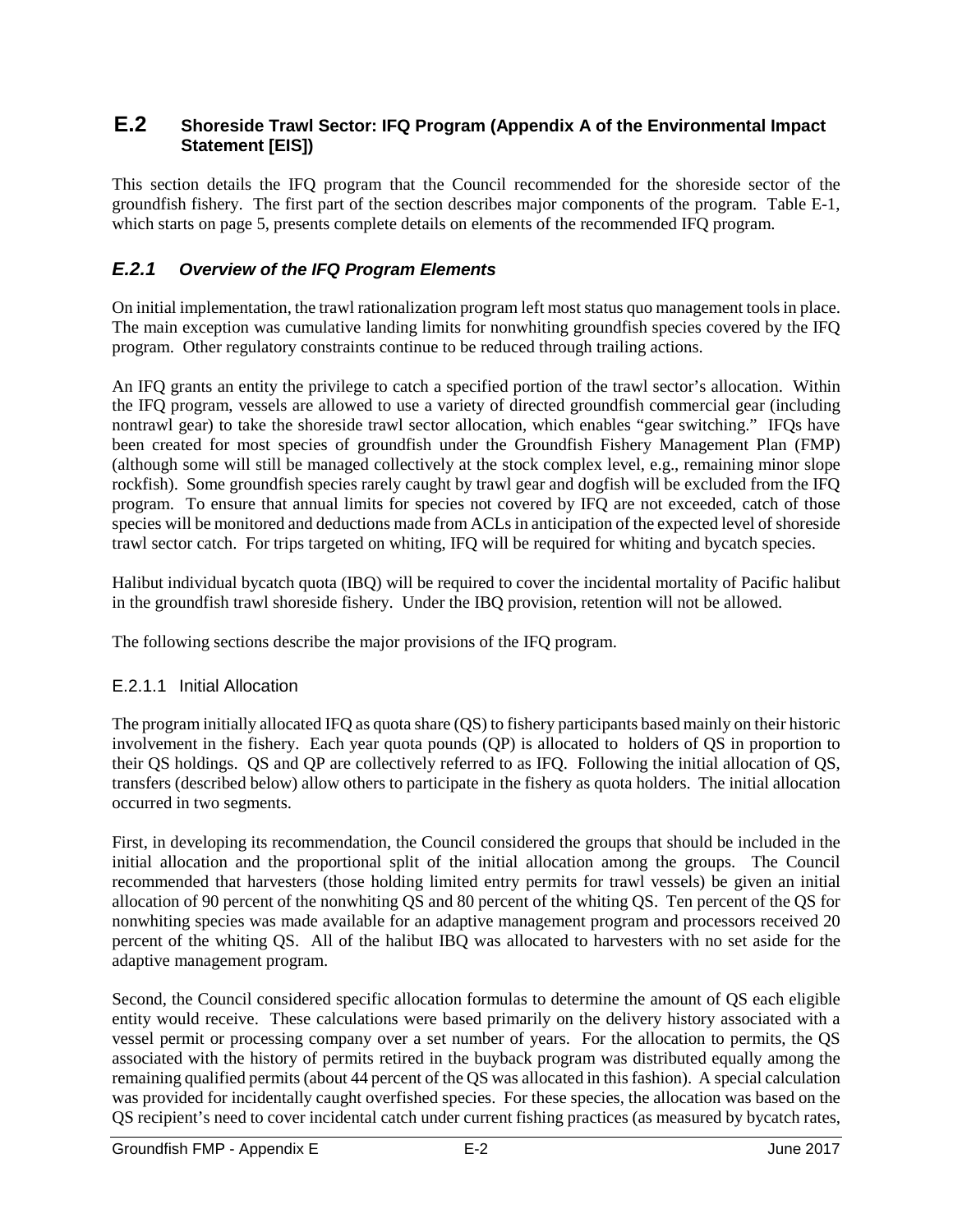## E.2 Shoreside Trawl Sector: IFQ Program (Appendix A of the Environmental Impact Statement [EIS])

This section details the IFQ program that the Council recommended for the shoreside sector of the groundfish fishery. The first part of the section describes major components of the program. Table E-1, which starts on page 5, presents complete details on elements of the recommended IFQ program.

### *E.2.1 Overview of the IFQ Program Elements*

On initial implementation, the trawl rationalization program left most status quo management tools in place. The main exception was cumulative landing limits for nonwhiting groundfish species covered by the IFQ program. Other regulatory constraints continue to be reduced through trailing actions.

An IFQ grants an entity the privilege to catch a specified portion of the trawl sector's allocation. Within the IFQ program, vessels are allowed to use a variety of directed groundfish commercial gear (including nontrawl gear) to take the shoreside trawl sector allocation, which enables "gear switching." IFQs have been created for most species of groundfish under the Groundfish Fishery Management Plan (FMP) (although some will still be managed collectively at the stock complex level, e.g., remaining minor slope rockfish). Some groundfish species rarely caught by trawl gear and dogfish will be excluded from the IFQ program. To ensure that annual limits for species not covered by IFQ are not exceeded, catch of those species will be monitored and deductions made from ACLs in anticipation of the expected level of shoreside trawl sector catch. For trips targeted on whiting, IFQ will be required for whiting and bycatch species.

Halibut individual bycatch quota (IBQ) will be required to cover the incidental mortality of Pacific halibut in the groundfish trawl shoreside fishery. Under the IBQ provision, retention will not be allowed.

The following sections describe the major provisions of the IFQ program.

#### E.2.1.1 Initial Allocation

The program initially allocated IFQ as quota share (QS) to fishery participants based mainly on their historic involvement in the fishery. Each year quota pounds (QP) is allocated to holders of QS in proportion to their QS holdings. QS and QP are collectively referred to as IFQ. Following the initial allocation of QS, transfers (described below) allow others to participate in the fishery as quota holders. The initial allocation occurred in two segments.

First, in developing its recommendation, the Council considered the groups that should be included in the initial allocation and the proportional split of the initial allocation among the groups. The Council recommended that harvesters (those holding limited entry permits for trawl vessels) be given an initial allocation of 90 percent of the nonwhiting QS and 80 percent of the whiting QS. Ten percent of the QS for nonwhiting species was made available for an adaptive management program and processors received 20 percent of the whiting QS. All of the halibut IBQ was allocated to harvesters with no set aside for the adaptive management program.

Second, the Council considered specific allocation formulas to determine the amount of QS each eligible entity would receive. These calculations were based primarily on the delivery history associated with a vessel permit or processing company over a set number of years. For the allocation to permits, the QS associated with the history of permits retired in the buyback program was distributed equally among the remaining qualified permits (about 44 percent of the QS was allocated in this fashion). A special calculation was provided for incidentally caught overfished species. For these species, the allocation was based on the QS recipient's need to cover incidental catch under current fishing practices (as measured by bycatch rates,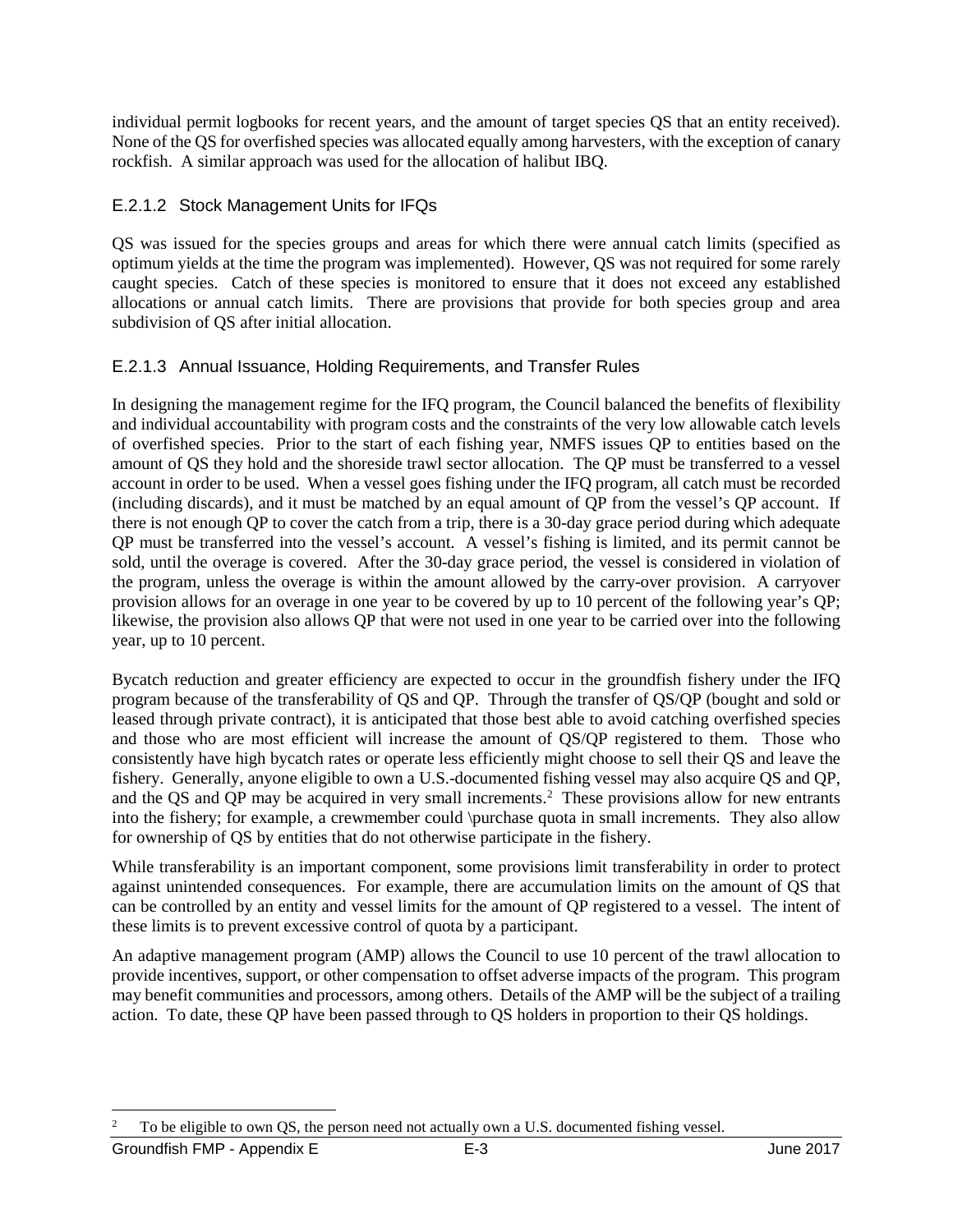individual permit logbooks for recent years, and the amount of target species QS that an entity received). None of the QS for overfished species was allocated equally among harvesters, with the exception of canary rockfish. A similar approach was used for the allocation of halibut IBQ.

### E.2.1.2 Stock Management Units for IFQs

QS was issued for the species groups and areas for which there were annual catch limits (specified as optimum yields at the time the program was implemented). However, QS was not required for some rarely caught species. Catch of these species is monitored to ensure that it does not exceed any established allocations or annual catch limits. There are provisions that provide for both species group and area subdivision of QS after initial allocation.

### E.2.1.3 Annual Issuance, Holding Requirements, and Transfer Rules

In designing the management regime for the IFQ program, the Council balanced the benefits of flexibility and individual accountability with program costs and the constraints of the very low allowable catch levels of overfished species. Prior to the start of each fishing year, NMFS issues QP to entities based on the amount of QS they hold and the shoreside trawl sector allocation. The QP must be transferred to a vessel account in order to be used. When a vessel goes fishing under the IFQ program, all catch must be recorded (including discards), and it must be matched by an equal amount of QP from the vessel's QP account. If there is not enough QP to cover the catch from a trip, there is a 30-day grace period during which adequate QP must be transferred into the vessel's account. A vessel's fishing is limited, and its permit cannot be sold, until the overage is covered. After the 30-day grace period, the vessel is considered in violation of the program, unless the overage is within the amount allowed by the carry-over provision. A carryover provision allows for an overage in one year to be covered by up to 10 percent of the following year's QP; likewise, the provision also allows QP that were not used in one year to be carried over into the following year, up to 10 percent.

Bycatch reduction and greater efficiency are expected to occur in the groundfish fishery under the IFQ program because of the transferability of QS and QP. Through the transfer of QS/QP (bought and sold or leased through private contract), it is anticipated that those best able to avoid catching overfished species and those who are most efficient will increase the amount of QS/QP registered to them. Those who consistently have high bycatch rates or operate less efficiently might choose to sell their QS and leave the fishery. Generally, anyone eligible to own a U.S.-documented fishing vessel may also acquire QS and QP, and the QS and QP may be acquired in very small increments.[2] These provisions allow for new entrants into the fishery; for example, a crewmember could \purchase quota in small increments. They also allow for ownership of QS by entities that do not otherwise participate in the fishery.

While transferability is an important component, some provisions limit transferability in order to protect against unintended consequences. For example, there are accumulation limits on the amount of QS that can be controlled by an entity and vessel limits for the amount of QP registered to a vessel. The intent of these limits is to prevent excessive control of quota by a participant.

An adaptive management program (AMP) allows the Council to use 10 percent of the trawl allocation to provide incentives, support, or other compensation to offset adverse impacts of the program. This program may benefit communities and processors, among others. Details of the AMP will be the subject of a trailing action. To date, these QP have been passed through to QS holders in proportion to their QS holdings.

[2] To be eligible to own QS, the person need not actually own a U.S. documented fishing vessel.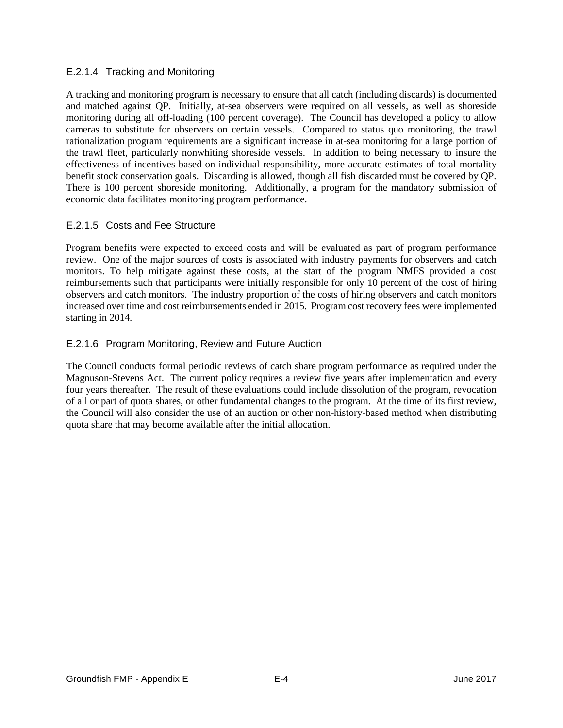### E.2.1.4 Tracking and Monitoring

A tracking and monitoring program is necessary to ensure that all catch (including discards) is documented and matched against QP. Initially, at-sea observers were required on all vessels, as well as shoreside monitoring during all off-loading (100 percent coverage). The Council has developed a policy to allow cameras to substitute for observers on certain vessels. Compared to status quo monitoring, the trawl rationalization program requirements are a significant increase in at-sea monitoring for a large portion of the trawl fleet, particularly nonwhiting shoreside vessels. In addition to being necessary to insure the effectiveness of incentives based on individual responsibility, more accurate estimates of total mortality benefit stock conservation goals. Discarding is allowed, though all fish discarded must be covered by QP. There is 100 percent shoreside monitoring. Additionally, a program for the mandatory submission of economic data facilitates monitoring program performance.

### E.2.1.5 Costs and Fee Structure

Program benefits were expected to exceed costs and will be evaluated as part of program performance review. One of the major sources of costs is associated with industry payments for observers and catch monitors. To help mitigate against these costs, at the start of the program NMFS provided a cost reimbursements such that participants were initially responsible for only 10 percent of the cost of hiring observers and catch monitors. The industry proportion of the costs of hiring observers and catch monitors increased over time and cost reimbursements ended in 2015. Program cost recovery fees were implemented starting in 2014.

### E.2.1.6 Program Monitoring, Review and Future Auction

The Council conducts formal periodic reviews of catch share program performance as required under the Magnuson-Stevens Act. The current policy requires a review five years after implementation and every four years thereafter. The result of these evaluations could include dissolution of the program, revocation of all or part of quota shares, or other fundamental changes to the program. At the time of its first review, the Council will also consider the use of an auction or other non-history-based method when distributing quota share that may become available after the initial allocation.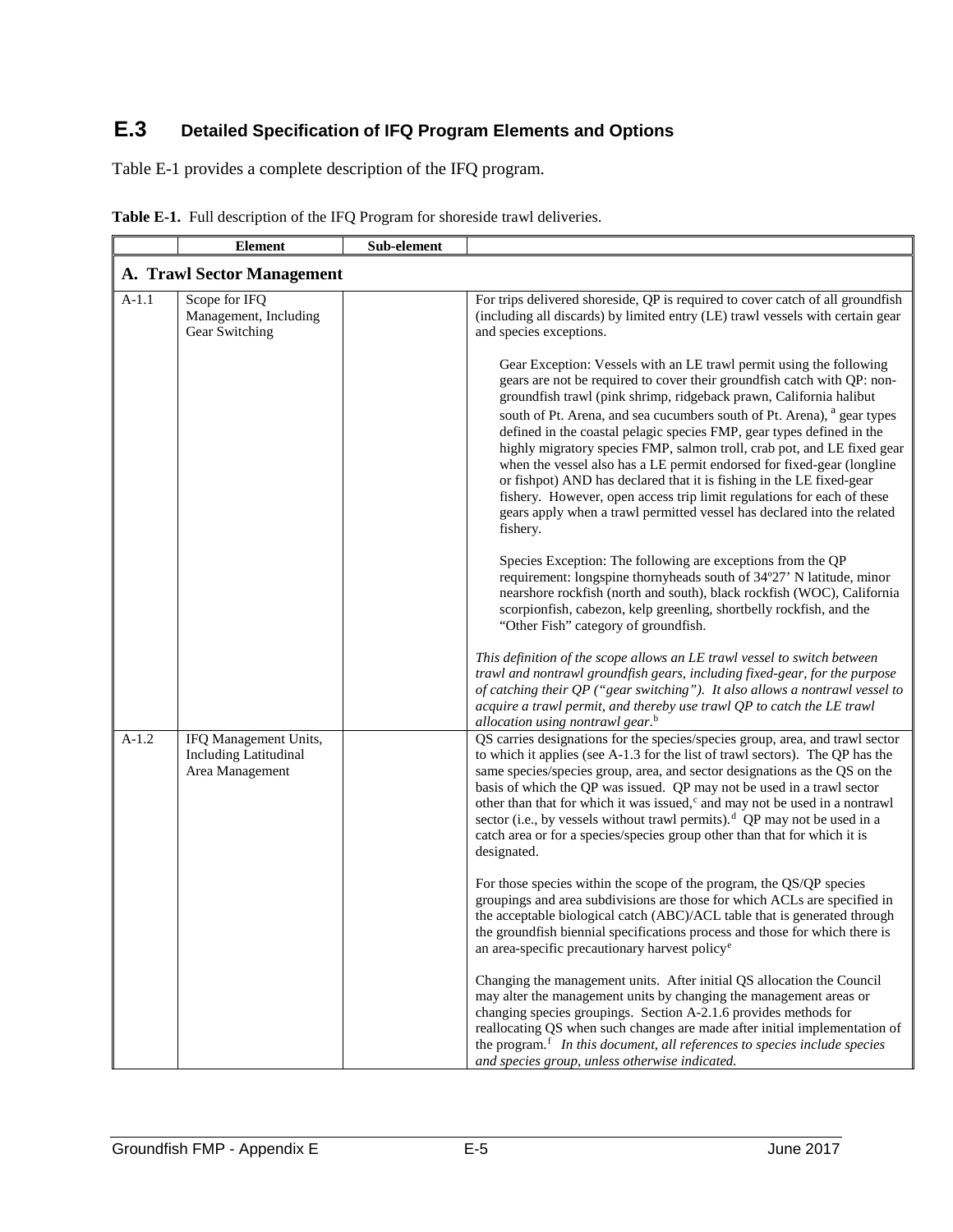## E.3 Detailed Specification of IFQ Program Elements and Options

Table E-1 provides a complete description of the IFQ program.

**Table E-1.** Full description of the IFQ Program for shoreside trawl deliveries.

| | Element | Sub-element | |
|---|---|---|---|
| **A. Trawl Sector Management** | | | |
| A-1.1 | Scope for IFQ Management, Including Gear Switching | | For trips delivered shoreside, QP is required to cover catch of all groundfish (including all discards) by limited entry (LE) trawl vessels with certain gear and species exceptions.<br><br>Gear Exception: Vessels with an LE trawl permit using the following gears are not be required to cover their groundfish catch with QP: non-groundfish trawl (pink shrimp, ridgeback prawn, California halibut south of Pt. Arena, and sea cucumbers south of Pt. Arena), [a] gear types defined in the coastal pelagic species FMP, gear types defined in the highly migratory species FMP, salmon troll, crab pot, and LE fixed gear when the vessel also has a LE permit endorsed for fixed-gear (longline or fishpot) AND has declared that it is fishing in the LE fixed-gear fishery. However, open access trip limit regulations for each of these gears apply when a trawl permitted vessel has declared into the related fishery.<br><br>Species Exception: The following are exceptions from the QP requirement: longspine thornyheads south of 34º27' N latitude, minor nearshore rockfish (north and south), black rockfish (WOC), California scorpionfish, cabezon, kelp greenling, shortbelly rockfish, and the "Other Fish" category of groundfish.<br><br>*This definition of the scope allows an LE trawl vessel to switch between trawl and nontrawl groundfish gears, including fixed-gear, for the purpose of catching their QP ("gear switching"). It also allows a nontrawl vessel to acquire a trawl permit, and thereby use trawl QP to catch the LE trawl allocation using nontrawl gear.*[b] |
| A-1.2 | IFQ Management Units, Including Latitudinal Area Management | | QS carries designations for the species/species group, area, and trawl sector to which it applies (see A-1.3 for the list of trawl sectors). The QP has the same species/species group, area, and sector designations as the QS on the basis of which the QP was issued. QP may not be used in a trawl sector other than that for which it was issued,[c] and may not be used in a nontrawl sector (i.e., by vessels without trawl permits).[d] QP may not be used in a catch area or for a species/species group other than that for which it is designated.<br><br>For those species within the scope of the program, the QS/QP species groupings and area subdivisions are those for which ACLs are specified in the acceptable biological catch (ABC)/ACL table that is generated through the groundfish biennial specifications process and those for which there is an area-specific precautionary harvest policy[e]<br><br>Changing the management units. After initial QS allocation the Council may alter the management units by changing the management areas or changing species groupings. Section A-2.1.6 provides methods for reallocating QS when such changes are made after initial implementation of the program.[f] *In this document, all references to species include species and species group, unless otherwise indicated.* |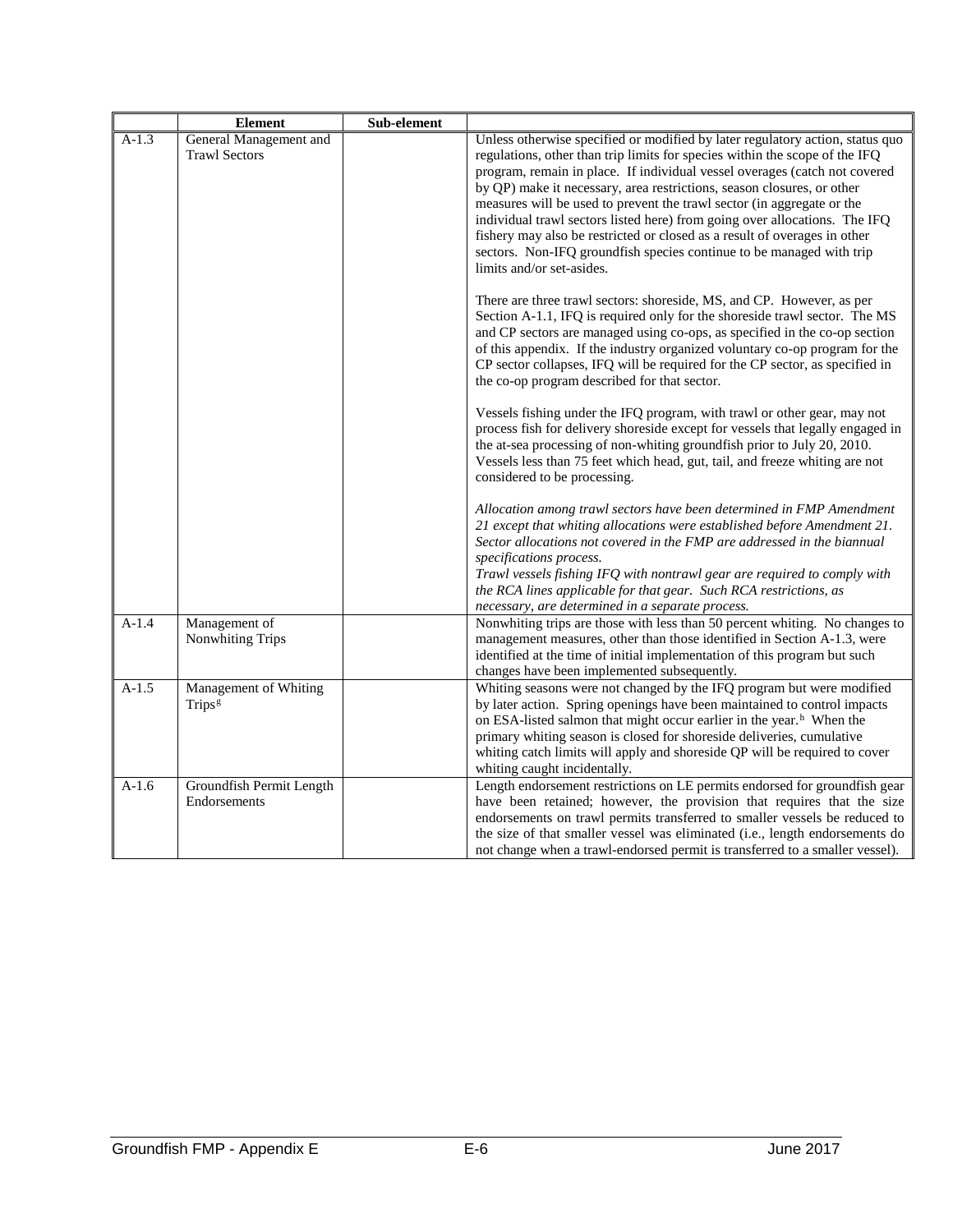| | Element | Sub-element | |
|---|---|---|---|
| A-1.3 | General Management and Trawl Sectors | | Unless otherwise specified or modified by later regulatory action, status quo regulations, other than trip limits for species within the scope of the IFQ program, remain in place. If individual vessel overages (catch not covered by QP) make it necessary, area restrictions, season closures, or other measures will be used to prevent the trawl sector (in aggregate or the individual trawl sectors listed here) from going over allocations. The IFQ fishery may also be restricted or closed as a result of overages in other sectors. Non-IFQ groundfish species continue to be managed with trip limits and/or set-asides.<br><br>There are three trawl sectors: shoreside, MS, and CP. However, as per Section A-1.1, IFQ is required only for the shoreside trawl sector. The MS and CP sectors are managed using co-ops, as specified in the co-op section of this appendix. If the industry organized voluntary co-op program for the CP sector collapses, IFQ will be required for the CP sector, as specified in the co-op program described for that sector.<br><br>Vessels fishing under the IFQ program, with trawl or other gear, may not process fish for delivery shoreside except for vessels that legally engaged in the at-sea processing of non-whiting groundfish prior to July 20, 2010. Vessels less than 75 feet which head, gut, tail, and freeze whiting are not considered to be processing.<br><br>*Allocation among trawl sectors have been determined in FMP Amendment 21 except that whiting allocations were established before Amendment 21. Sector allocations not covered in the FMP are addressed in the biannual specifications process.*<br>*Trawl vessels fishing IFQ with nontrawl gear are required to comply with the RCA lines applicable for that gear. Such RCA restrictions, as necessary, are determined in a separate process.* |
| A-1.4 | Management of Nonwhiting Trips | | Nonwhiting trips are those with less than 50 percent whiting. No changes to management measures, other than those identified in Section A-1.3, were identified at the time of initial implementation of this program but such changes have been implemented subsequently. |
| A-1.5 | Management of Whiting Trips[g] | | Whiting seasons were not changed by the IFQ program but were modified by later action. Spring openings have been maintained to control impacts on ESA-listed salmon that might occur earlier in the year.[h] When the primary whiting season is closed for shoreside deliveries, cumulative whiting catch limits will apply and shoreside QP will be required to cover whiting caught incidentally. |
| A-1.6 | Groundfish Permit Length Endorsements | | Length endorsement restrictions on LE permits endorsed for groundfish gear have been retained; however, the provision that requires that the size endorsements on trawl permits transferred to smaller vessels be reduced to the size of that smaller vessel was eliminated (i.e., length endorsements do not change when a trawl-endorsed permit is transferred to a smaller vessel). |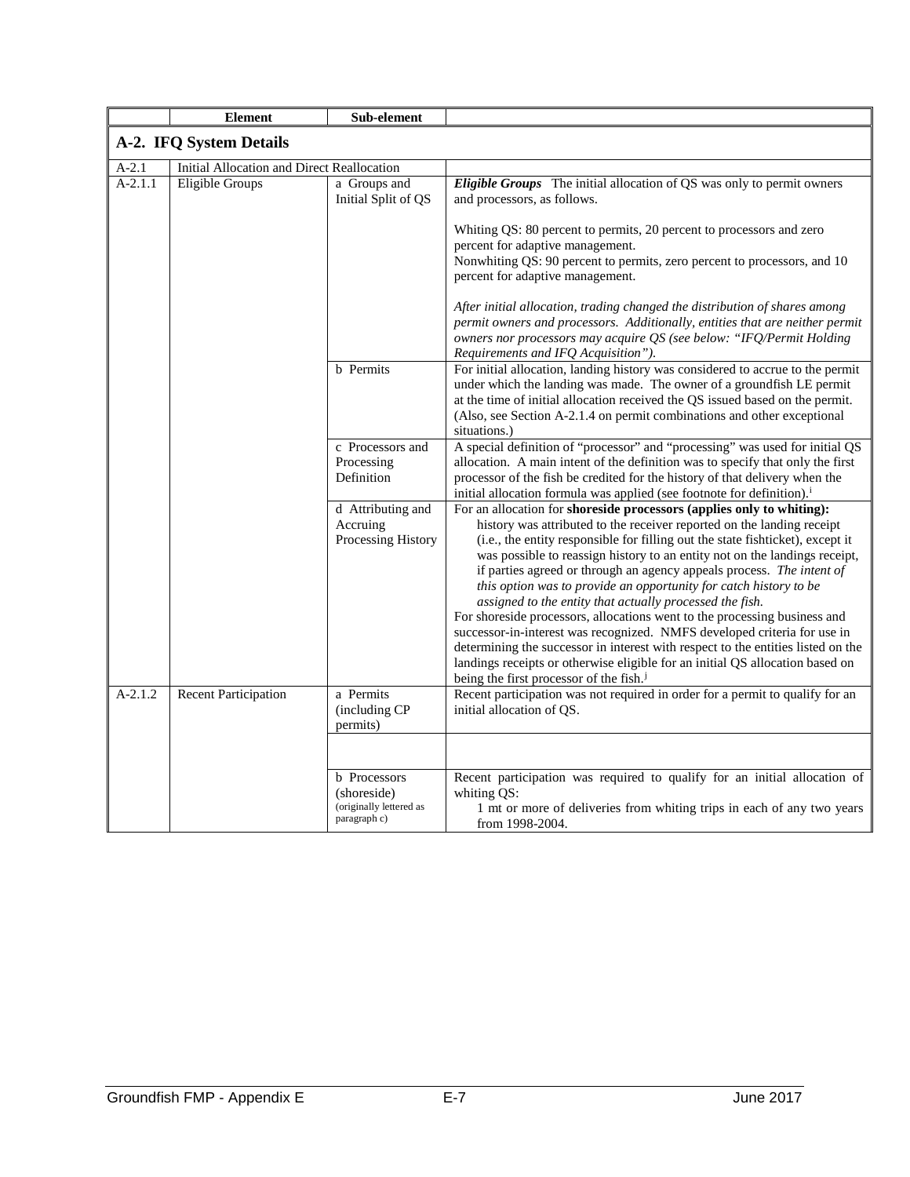| | Element | Sub-element | |
|---|---|---|---|
| **A-2. IFQ System Details** | | | |
| A-2.1 | Initial Allocation and Direct Reallocation | | |
| A-2.1.1 | Eligible Groups | a Groups and Initial Split of QS | ***Eligible Groups*** The initial allocation of QS was only to permit owners and processors, as follows.<br><br>Whiting QS: 80 percent to permits, 20 percent to processors and zero percent for adaptive management.<br>Nonwhiting QS: 90 percent to permits, zero percent to processors, and 10 percent for adaptive management.<br><br>*After initial allocation, trading changed the distribution of shares among permit owners and processors. Additionally, entities that are neither permit owners nor processors may acquire QS (see below: "IFQ/Permit Holding Requirements and IFQ Acquisition").* |
| | | b Permits | For initial allocation, landing history was considered to accrue to the permit under which the landing was made. The owner of a groundfish LE permit at the time of initial allocation received the QS issued based on the permit. (Also, see Section A-2.1.4 on permit combinations and other exceptional situations.) |
| | | c Processors and Processing Definition | A special definition of "processor" and "processing" was used for initial QS allocation. A main intent of the definition was to specify that only the first processor of the fish be credited for the history of that delivery when the initial allocation formula was applied (see footnote for definition).[i] |
| | | d Attributing and Accruing Processing History | For an allocation for **shoreside processors (applies only to whiting):** history was attributed to the receiver reported on the landing receipt (i.e., the entity responsible for filling out the state fishticket), except it was possible to reassign history to an entity not on the landings receipt, if parties agreed or through an agency appeals process. *The intent of this option was to provide an opportunity for catch history to be assigned to the entity that actually processed the fish.*<br>For shoreside processors, allocations went to the processing business and successor-in-interest was recognized. NMFS developed criteria for use in determining the successor in interest with respect to the entities listed on the landings receipts or otherwise eligible for an initial QS allocation based on being the first processor of the fish.[j] |
| A-2.1.2 | Recent Participation | a Permits (including CP permits) | Recent participation was not required in order for a permit to qualify for an initial allocation of QS. |
| | | | |
| | | b Processors (shoreside) (originally lettered as paragraph c) | Recent participation was required to qualify for an initial allocation of whiting QS:<br>1 mt or more of deliveries from whiting trips in each of any two years from 1998-2004. |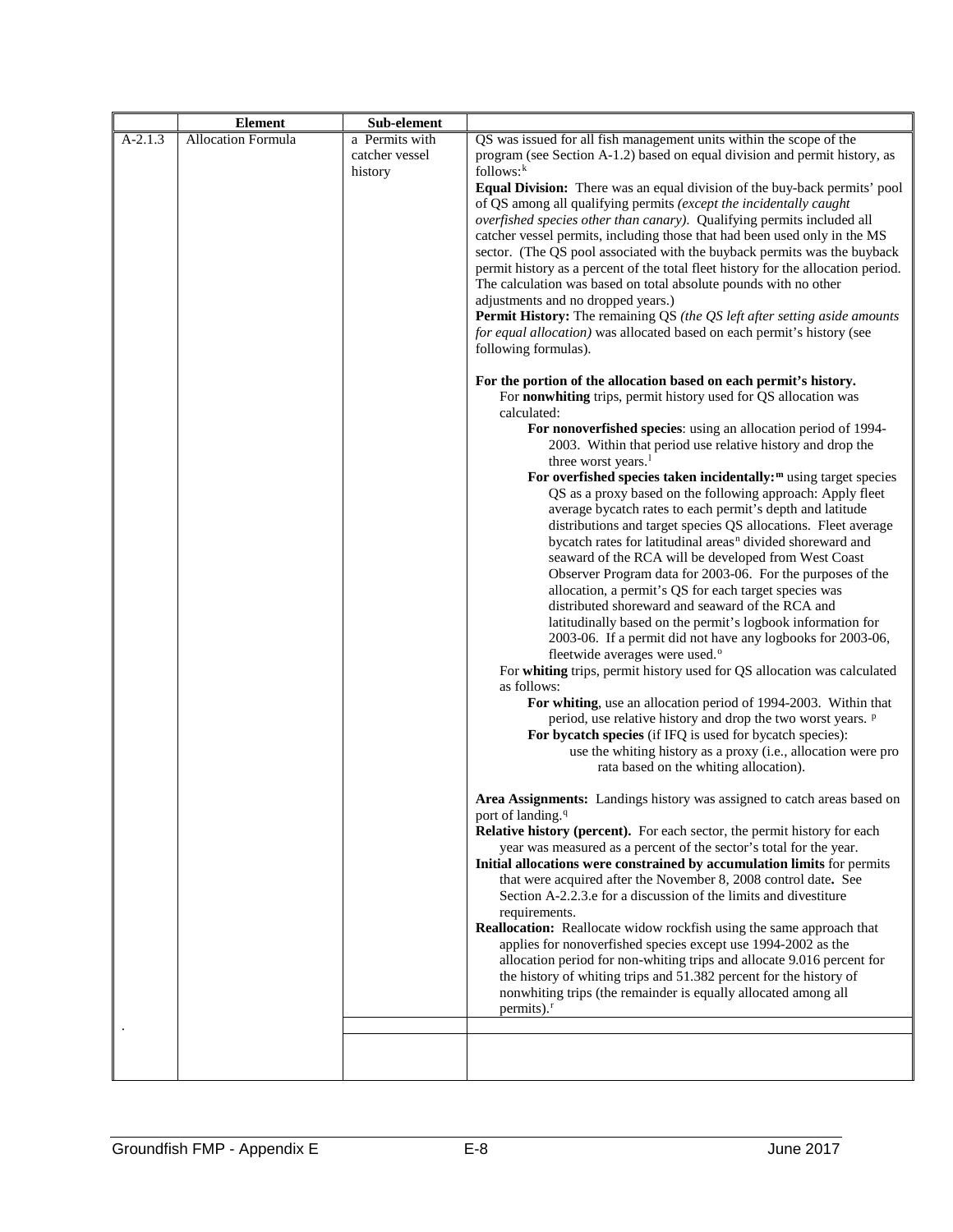| | Element | Sub-element | |
|---|---|---|---|
| A-2.1.3 | Allocation Formula | a Permits with catcher vessel history | QS was issued for all fish management units within the scope of the program (see Section A-1.2) based on equal division and permit history, as follows:[k]<br>**Equal Division:** There was an equal division of the buy-back permits' pool of QS among all qualifying permits *(except the incidentally caught overfished species other than canary)*. Qualifying permits included all catcher vessel permits, including those that had been used only in the MS sector. (The QS pool associated with the buyback permits was the buyback permit history as a percent of the total fleet history for the allocation period. The calculation was based on total absolute pounds with no other adjustments and no dropped years.)<br>**Permit History:** The remaining QS *(the QS left after setting aside amounts for equal allocation)* was allocated based on each permit's history (see following formulas).<br><br>**For the portion of the allocation based on each permit's history.**<br>For **nonwhiting** trips, permit history used for QS allocation was calculated:<br>**For nonoverfished species**: using an allocation period of 1994-2003. Within that period use relative history and drop the three worst years.[l]<br>**For overfished species taken incidentally:**[m] using target species QS as a proxy based on the following approach: Apply fleet average bycatch rates to each permit's depth and latitude distributions and target species QS allocations. Fleet average bycatch rates for latitudinal areas[n] divided shoreward and seaward of the RCA will be developed from West Coast Observer Program data for 2003-06. For the purposes of the allocation, a permit's QS for each target species was distributed shoreward and seaward of the RCA and latitudinally based on the permit's logbook information for 2003-06. If a permit did not have any logbooks for 2003-06, fleetwide averages were used.[o]<br>For **whiting** trips, permit history used for QS allocation was calculated as follows:<br>**For whiting**, use an allocation period of 1994-2003. Within that period, use relative history and drop the two worst years. [p]<br>**For bycatch species** (if IFQ is used for bycatch species): use the whiting history as a proxy (i.e., allocation were pro rata based on the whiting allocation).<br><br>**Area Assignments:** Landings history was assigned to catch areas based on port of landing.[q]<br>**Relative history (percent).** For each sector, the permit history for each year was measured as a percent of the sector's total for the year.<br>**Initial allocations were constrained by accumulation limits** for permits that were acquired after the November 8, 2008 control date**.** See Section A-2.2.3.e for a discussion of the limits and divestiture requirements.<br>**Reallocation:** Reallocate widow rockfish using the same approach that applies for nonoverfished species except use 1994-2002 as the allocation period for non-whiting trips and allocate 9.016 percent for the history of whiting trips and 51.382 percent for the history of nonwhiting trips (the remainder is equally allocated among all permits).[r] |
| . | | | |
| | | | |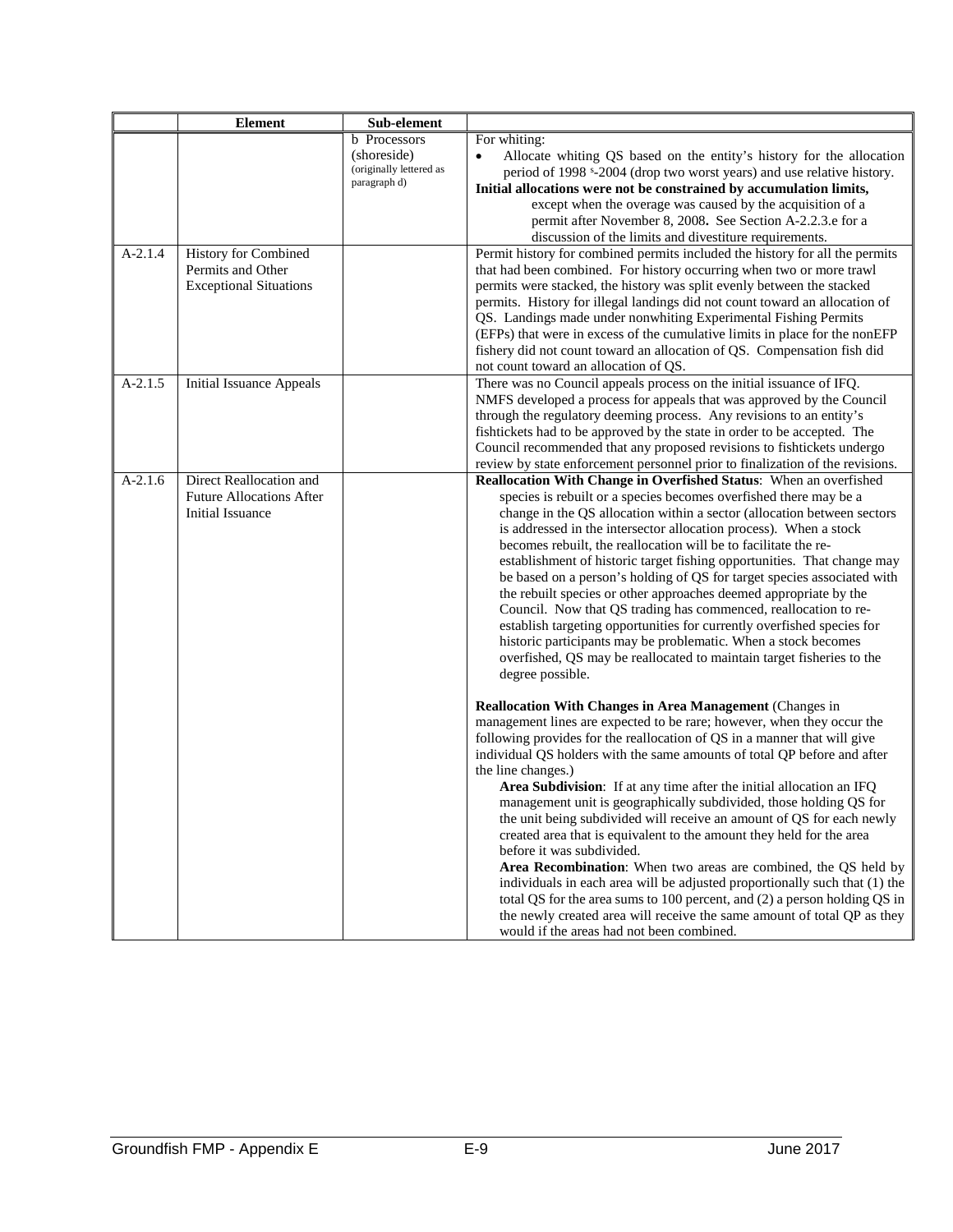| | Element | Sub-element | |
|---|---|---|---|
| | | b Processors (shoreside) (originally lettered as paragraph d) | For whiting:<br>• Allocate whiting QS based on the entity's history for the allocation period of 1998 [s]-2004 (drop two worst years) and use relative history.<br>**Initial allocations were not be constrained by accumulation limits,** except when the overage was caused by the acquisition of a permit after November 8, 2008**.** See Section A-2.2.3.e for a discussion of the limits and divestiture requirements. |
| A-2.1.4 | History for Combined Permits and Other Exceptional Situations | | Permit history for combined permits included the history for all the permits that had been combined. For history occurring when two or more trawl permits were stacked, the history was split evenly between the stacked permits. History for illegal landings did not count toward an allocation of QS. Landings made under nonwhiting Experimental Fishing Permits (EFPs) that were in excess of the cumulative limits in place for the nonEFP fishery did not count toward an allocation of QS. Compensation fish did not count toward an allocation of QS. |
| A-2.1.5 | Initial Issuance Appeals | | There was no Council appeals process on the initial issuance of IFQ. NMFS developed a process for appeals that was approved by the Council through the regulatory deeming process. Any revisions to an entity's fishtickets had to be approved by the state in order to be accepted. The Council recommended that any proposed revisions to fishtickets undergo review by state enforcement personnel prior to finalization of the revisions. |
| A-2.1.6 | Direct Reallocation and Future Allocations After Initial Issuance | | **Reallocation With Change in Overfished Status**: When an overfished species is rebuilt or a species becomes overfished there may be a change in the QS allocation within a sector (allocation between sectors is addressed in the intersector allocation process). When a stock becomes rebuilt, the reallocation will be to facilitate the re-establishment of historic target fishing opportunities. That change may be based on a person's holding of QS for target species associated with the rebuilt species or other approaches deemed appropriate by the Council. Now that QS trading has commenced, reallocation to re-establish targeting opportunities for currently overfished species for historic participants may be problematic. When a stock becomes overfished, QS may be reallocated to maintain target fisheries to the degree possible.<br><br>**Reallocation With Changes in Area Management** (Changes in management lines are expected to be rare; however, when they occur the following provides for the reallocation of QS in a manner that will give individual QS holders with the same amounts of total QP before and after the line changes.)<br>**Area Subdivision**: If at any time after the initial allocation an IFQ management unit is geographically subdivided, those holding QS for the unit being subdivided will receive an amount of QS for each newly created area that is equivalent to the amount they held for the area before it was subdivided.<br>**Area Recombination**: When two areas are combined, the QS held by individuals in each area will be adjusted proportionally such that (1) the total QS for the area sums to 100 percent, and (2) a person holding QS in the newly created area will receive the same amount of total QP as they would if the areas had not been combined. |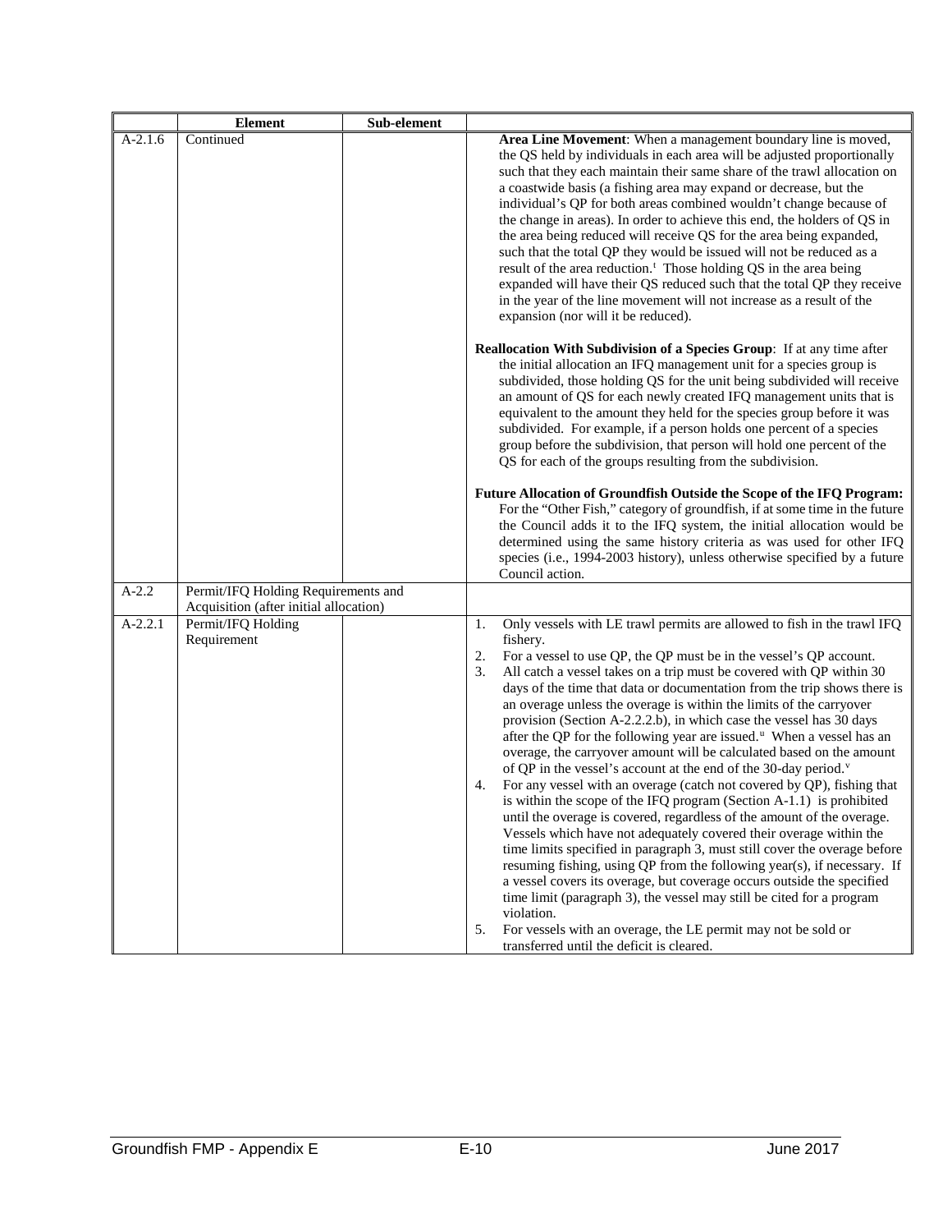| | Element | Sub-element | |
|---|---|---|---|
| A-2.1.6 | Continued | | **Area Line Movement**: When a management boundary line is moved, the QS held by individuals in each area will be adjusted proportionally such that they each maintain their same share of the trawl allocation on a coastwide basis (a fishing area may expand or decrease, but the individual's QP for both areas combined wouldn't change because of the change in areas). In order to achieve this end, the holders of QS in the area being reduced will receive QS for the area being expanded, such that the total QP they would be issued will not be reduced as a result of the area reduction.[t] Those holding QS in the area being expanded will have their QS reduced such that the total QP they receive in the year of the line movement will not increase as a result of the expansion (nor will it be reduced).<br><br>**Reallocation With Subdivision of a Species Group**: If at any time after the initial allocation an IFQ management unit for a species group is subdivided, those holding QS for the unit being subdivided will receive an amount of QS for each newly created IFQ management units that is equivalent to the amount they held for the species group before it was subdivided. For example, if a person holds one percent of a species group before the subdivision, that person will hold one percent of the QS for each of the groups resulting from the subdivision.<br><br>**Future Allocation of Groundfish Outside the Scope of the IFQ Program:** For the "Other Fish," category of groundfish, if at some time in the future the Council adds it to the IFQ system, the initial allocation would be determined using the same history criteria as was used for other IFQ species (i.e., 1994-2003 history), unless otherwise specified by a future Council action. |
| A-2.2 | Permit/IFQ Holding Requirements and Acquisition (after initial allocation) | | |
| A-2.2.1 | Permit/IFQ Holding Requirement | | 1. Only vessels with LE trawl permits are allowed to fish in the trawl IFQ fishery.<br>2. For a vessel to use QP, the QP must be in the vessel's QP account.<br>3. All catch a vessel takes on a trip must be covered with QP within 30 days of the time that data or documentation from the trip shows there is an overage unless the overage is within the limits of the carryover provision (Section A-2.2.2.b), in which case the vessel has 30 days after the QP for the following year are issued.[u] When a vessel has an overage, the carryover amount will be calculated based on the amount of QP in the vessel's account at the end of the 30-day period.[v]<br>4. For any vessel with an overage (catch not covered by QP), fishing that is within the scope of the IFQ program (Section A-1.1) is prohibited until the overage is covered, regardless of the amount of the overage. Vessels which have not adequately covered their overage within the time limits specified in paragraph 3, must still cover the overage before resuming fishing, using QP from the following year(s), if necessary. If a vessel covers its overage, but coverage occurs outside the specified time limit (paragraph 3), the vessel may still be cited for a program violation.<br>5. For vessels with an overage, the LE permit may not be sold or transferred until the deficit is cleared. |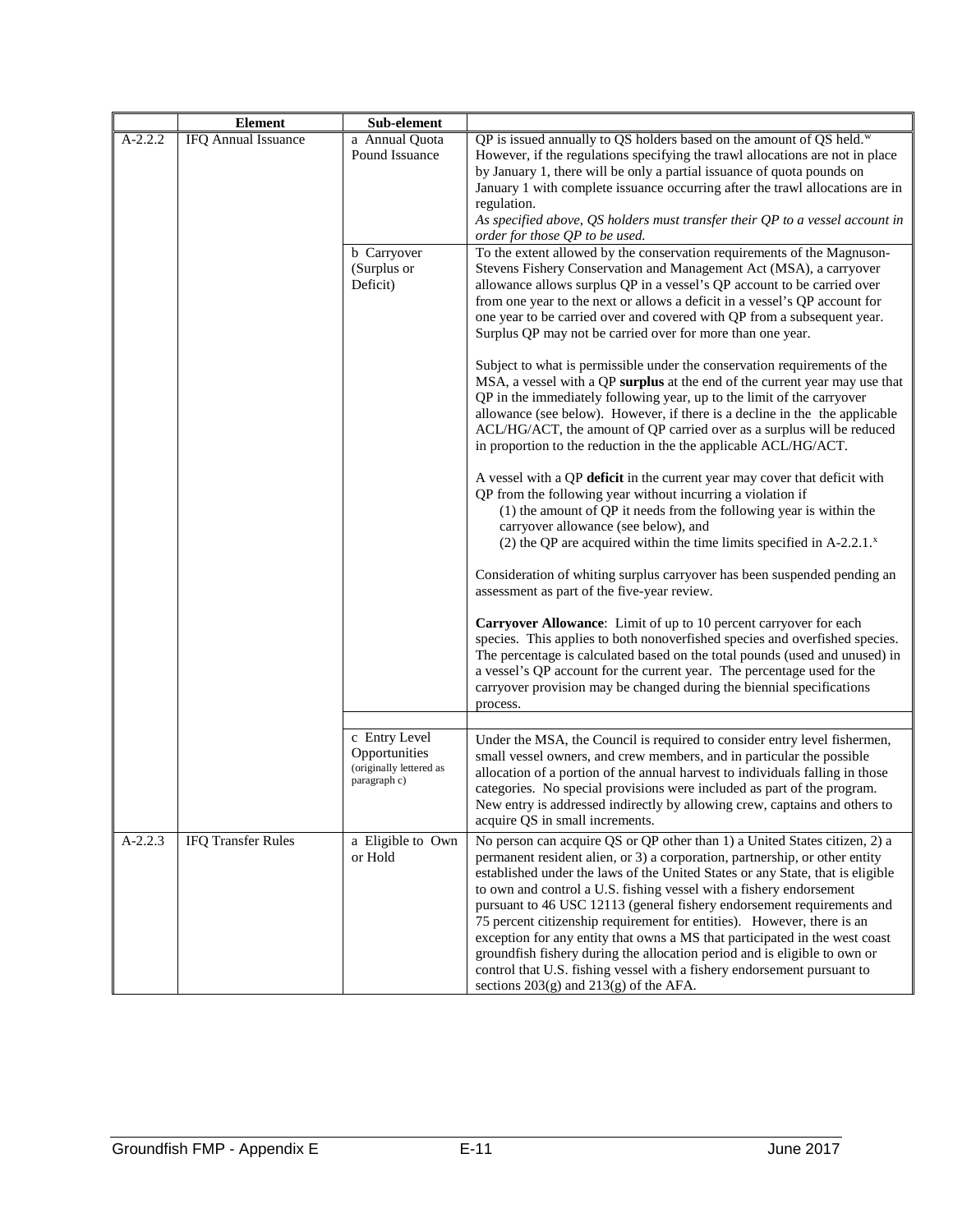| | Element | Sub-element | |
|---|---|---|---|
| A-2.2.2 | IFQ Annual Issuance | a Annual Quota Pound Issuance | QP is issued annually to QS holders based on the amount of QS held.[w] However, if the regulations specifying the trawl allocations are not in place by January 1, there will be only a partial issuance of quota pounds on January 1 with complete issuance occurring after the trawl allocations are in regulation.<br>*As specified above, QS holders must transfer their QP to a vessel account in order for those QP to be used.* |
| | | b Carryover (Surplus or Deficit) | To the extent allowed by the conservation requirements of the Magnuson-Stevens Fishery Conservation and Management Act (MSA), a carryover allowance allows surplus QP in a vessel's QP account to be carried over from one year to the next or allows a deficit in a vessel's QP account for one year to be carried over and covered with QP from a subsequent year. Surplus QP may not be carried over for more than one year.<br><br>Subject to what is permissible under the conservation requirements of the MSA, a vessel with a QP **surplus** at the end of the current year may use that QP in the immediately following year, up to the limit of the carryover allowance (see below). However, if there is a decline in the the applicable ACL/HG/ACT, the amount of QP carried over as a surplus will be reduced in proportion to the reduction in the the applicable ACL/HG/ACT.<br><br>A vessel with a QP **deficit** in the current year may cover that deficit with QP from the following year without incurring a violation if<br>(1) the amount of QP it needs from the following year is within the carryover allowance (see below), and<br>(2) the QP are acquired within the time limits specified in A-2.2.1.[x]<br><br>Consideration of whiting surplus carryover has been suspended pending an assessment as part of the five-year review.<br><br>**Carryover Allowance**: Limit of up to 10 percent carryover for each species. This applies to both nonoverfished species and overfished species. The percentage is calculated based on the total pounds (used and unused) in a vessel's QP account for the current year. The percentage used for the carryover provision may be changed during the biennial specifications process. |
| | | | |
| | | c Entry Level Opportunities (originally lettered as paragraph c) | Under the MSA, the Council is required to consider entry level fishermen, small vessel owners, and crew members, and in particular the possible allocation of a portion of the annual harvest to individuals falling in those categories. No special provisions were included as part of the program. New entry is addressed indirectly by allowing crew, captains and others to acquire QS in small increments. |
| A-2.2.3 | IFQ Transfer Rules | a Eligible to Own or Hold | No person can acquire QS or QP other than 1) a United States citizen, 2) a permanent resident alien, or 3) a corporation, partnership, or other entity established under the laws of the United States or any State, that is eligible to own and control a U.S. fishing vessel with a fishery endorsement pursuant to 46 USC 12113 (general fishery endorsement requirements and 75 percent citizenship requirement for entities). However, there is an exception for any entity that owns a MS that participated in the west coast groundfish fishery during the allocation period and is eligible to own or control that U.S. fishing vessel with a fishery endorsement pursuant to sections 203(g) and 213(g) of the AFA. |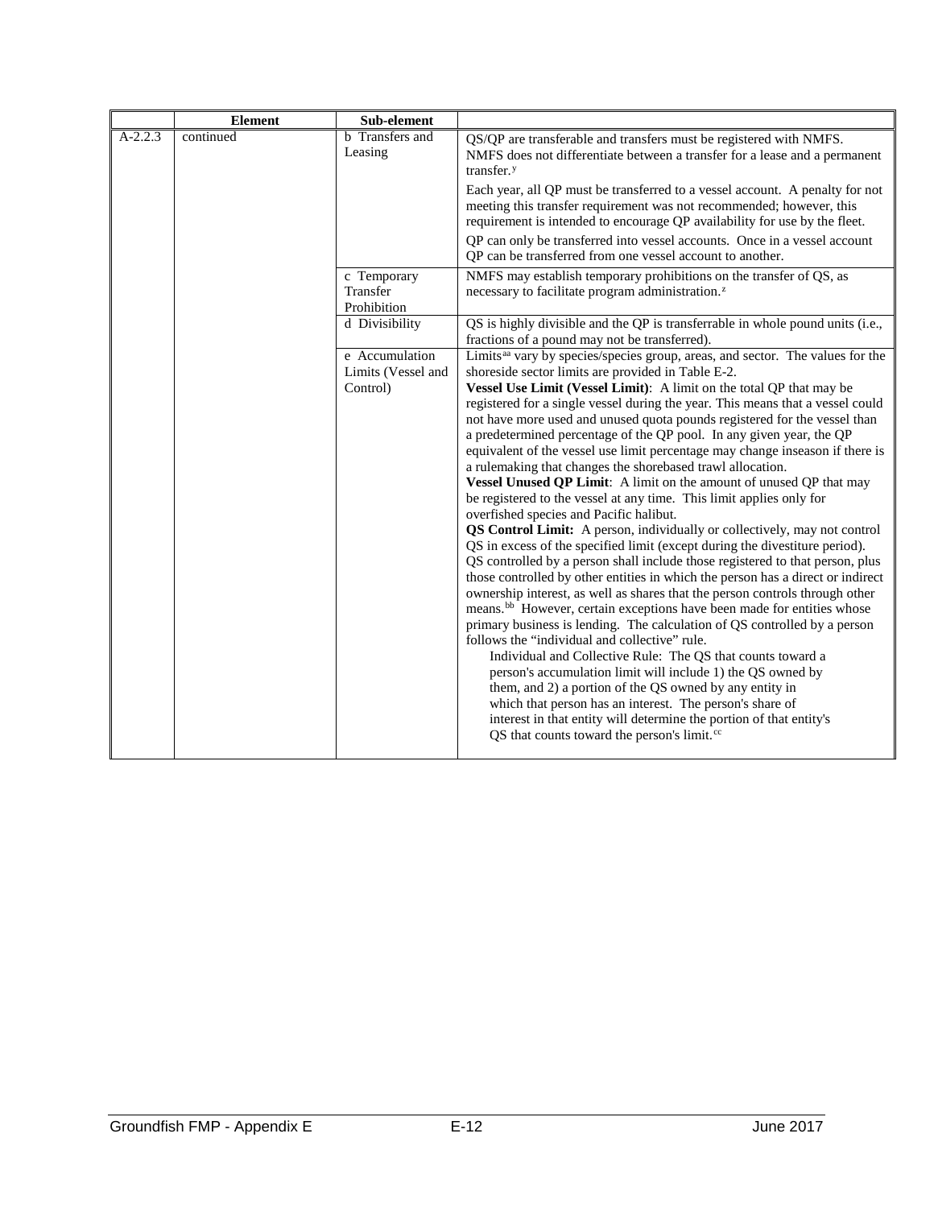| | Element | Sub-element | |
|---|---|---|---|
| A-2.2.3 | continued | b Transfers and Leasing | QS/QP are transferable and transfers must be registered with NMFS. NMFS does not differentiate between a transfer for a lease and a permanent transfer.[y]<br><br>Each year, all QP must be transferred to a vessel account. A penalty for not meeting this transfer requirement was not recommended; however, this requirement is intended to encourage QP availability for use by the fleet.<br><br>QP can only be transferred into vessel accounts. Once in a vessel account QP can be transferred from one vessel account to another. |
| | | c Temporary Transfer Prohibition | NMFS may establish temporary prohibitions on the transfer of QS, as necessary to facilitate program administration.[z] |
| | | d Divisibility | QS is highly divisible and the QP is transferrable in whole pound units (i.e., fractions of a pound may not be transferred). |
| | | e Accumulation Limits (Vessel and Control) | Limits[aa] vary by species/species group, areas, and sector. The values for the shoreside sector limits are provided in Table E-2.<br>**Vessel Use Limit (Vessel Limit)**: A limit on the total QP that may be registered for a single vessel during the year. This means that a vessel could not have more used and unused quota pounds registered for the vessel than a predetermined percentage of the QP pool. In any given year, the QP equivalent of the vessel use limit percentage may change inseason if there is a rulemaking that changes the shorebased trawl allocation.<br>**Vessel Unused QP Limit**: A limit on the amount of unused QP that may be registered to the vessel at any time. This limit applies only for overfished species and Pacific halibut.<br>**QS Control Limit:** A person, individually or collectively, may not control QS in excess of the specified limit (except during the divestiture period). QS controlled by a person shall include those registered to that person, plus those controlled by other entities in which the person has a direct or indirect ownership interest, as well as shares that the person controls through other means.[bb] However, certain exceptions have been made for entities whose primary business is lending. The calculation of QS controlled by a person follows the "individual and collective" rule.<br>Individual and Collective Rule: The QS that counts toward a person's accumulation limit will include 1) the QS owned by them, and 2) a portion of the QS owned by any entity in which that person has an interest. The person's share of interest in that entity will determine the portion of that entity's QS that counts toward the person's limit.[cc] |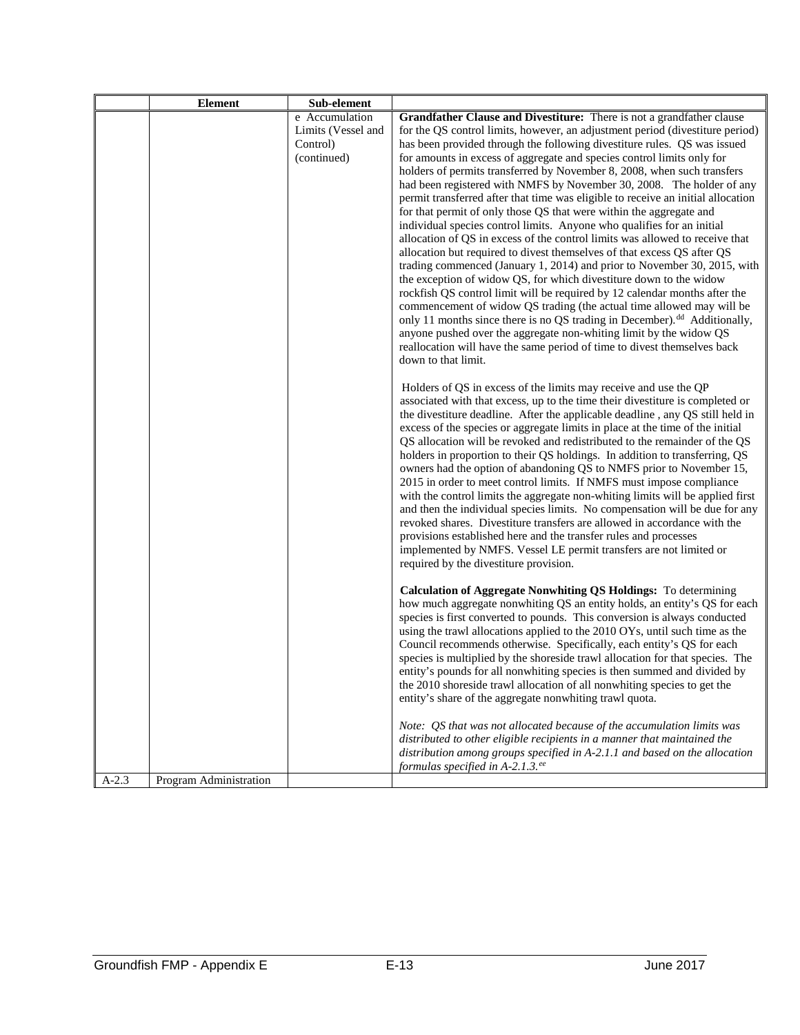| | Element | Sub-element | |
|---|---|---|---|
| | | e Accumulation Limits (Vessel and Control) (continued) | **Grandfather Clause and Divestiture:** There is not a grandfather clause for the QS control limits, however, an adjustment period (divestiture period) has been provided through the following divestiture rules. QS was issued for amounts in excess of aggregate and species control limits only for holders of permits transferred by November 8, 2008, when such transfers had been registered with NMFS by November 30, 2008. The holder of any permit transferred after that time was eligible to receive an initial allocation for that permit of only those QS that were within the aggregate and individual species control limits. Anyone who qualifies for an initial allocation of QS in excess of the control limits was allowed to receive that allocation but required to divest themselves of that excess QS after QS trading commenced (January 1, 2014) and prior to November 30, 2015, with the exception of widow QS, for which divestiture down to the widow rockfish QS control limit will be required by 12 calendar months after the commencement of widow QS trading (the actual time allowed may will be only 11 months since there is no QS trading in December).[dd] Additionally, anyone pushed over the aggregate non-whiting limit by the widow QS reallocation will have the same period of time to divest themselves back down to that limit.<br><br>Holders of QS in excess of the limits may receive and use the QP associated with that excess, up to the time their divestiture is completed or the divestiture deadline. After the applicable deadline , any QS still held in excess of the species or aggregate limits in place at the time of the initial QS allocation will be revoked and redistributed to the remainder of the QS holders in proportion to their QS holdings. In addition to transferring, QS owners had the option of abandoning QS to NMFS prior to November 15, 2015 in order to meet control limits. If NMFS must impose compliance with the control limits the aggregate non-whiting limits will be applied first and then the individual species limits. No compensation will be due for any revoked shares. Divestiture transfers are allowed in accordance with the provisions established here and the transfer rules and processes implemented by NMFS. Vessel LE permit transfers are not limited or required by the divestiture provision.<br><br>**Calculation of Aggregate Nonwhiting QS Holdings:** To determining how much aggregate nonwhiting QS an entity holds, an entity's QS for each species is first converted to pounds. This conversion is always conducted using the trawl allocations applied to the 2010 OYs, until such time as the Council recommends otherwise. Specifically, each entity's QS for each species is multiplied by the shoreside trawl allocation for that species. The entity's pounds for all nonwhiting species is then summed and divided by the 2010 shoreside trawl allocation of all nonwhiting species to get the entity's share of the aggregate nonwhiting trawl quota.<br><br>*Note: QS that was not allocated because of the accumulation limits was distributed to other eligible recipients in a manner that maintained the distribution among groups specified in A-2.1.1 and based on the allocation formulas specified in A-2.1.3.*[ee] |
| A-2.3 | Program Administration | | |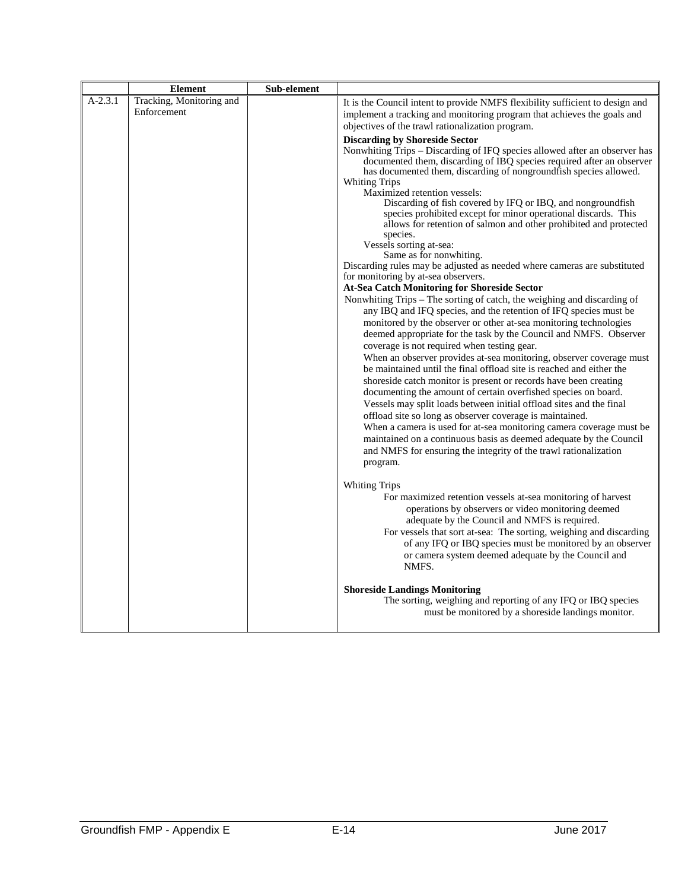| | Element | Sub-element | |
|---|---|---|---|
| A-2.3.1 | Tracking, Monitoring and Enforcement | | It is the Council intent to provide NMFS flexibility sufficient to design and implement a tracking and monitoring program that achieves the goals and objectives of the trawl rationalization program.<br><br>**Discarding by Shoreside Sector**<br>Nonwhiting Trips – Discarding of IFQ species allowed after an observer has documented them, discarding of IBQ species required after an observer has documented them, discarding of nongroundfish species allowed.<br>Whiting Trips<br>Maximized retention vessels:<br>Discarding of fish covered by IFQ or IBQ, and nongroundfish species prohibited except for minor operational discards. This allows for retention of salmon and other prohibited and protected species.<br>Vessels sorting at-sea:<br>Same as for nonwhiting.<br>Discarding rules may be adjusted as needed where cameras are substituted for monitoring by at-sea observers.<br>**At-Sea Catch Monitoring for Shoreside Sector**<br>Nonwhiting Trips – The sorting of catch, the weighing and discarding of any IBQ and IFQ species, and the retention of IFQ species must be monitored by the observer or other at-sea monitoring technologies deemed appropriate for the task by the Council and NMFS. Observer coverage is not required when testing gear.<br>When an observer provides at-sea monitoring, observer coverage must be maintained until the final offload site is reached and either the shoreside catch monitor is present or records have been creating documenting the amount of certain overfished species on board. Vessels may split loads between initial offload sites and the final offload site so long as observer coverage is maintained.<br>When a camera is used for at-sea monitoring camera coverage must be maintained on a continuous basis as deemed adequate by the Council and NMFS for ensuring the integrity of the trawl rationalization program.<br><br>Whiting Trips<br>For maximized retention vessels at-sea monitoring of harvest operations by observers or video monitoring deemed adequate by the Council and NMFS is required.<br>For vessels that sort at-sea: The sorting, weighing and discarding of any IFQ or IBQ species must be monitored by an observer or camera system deemed adequate by the Council and NMFS.<br><br>**Shoreside Landings Monitoring**<br>The sorting, weighing and reporting of any IFQ or IBQ species must be monitored by a shoreside landings monitor. |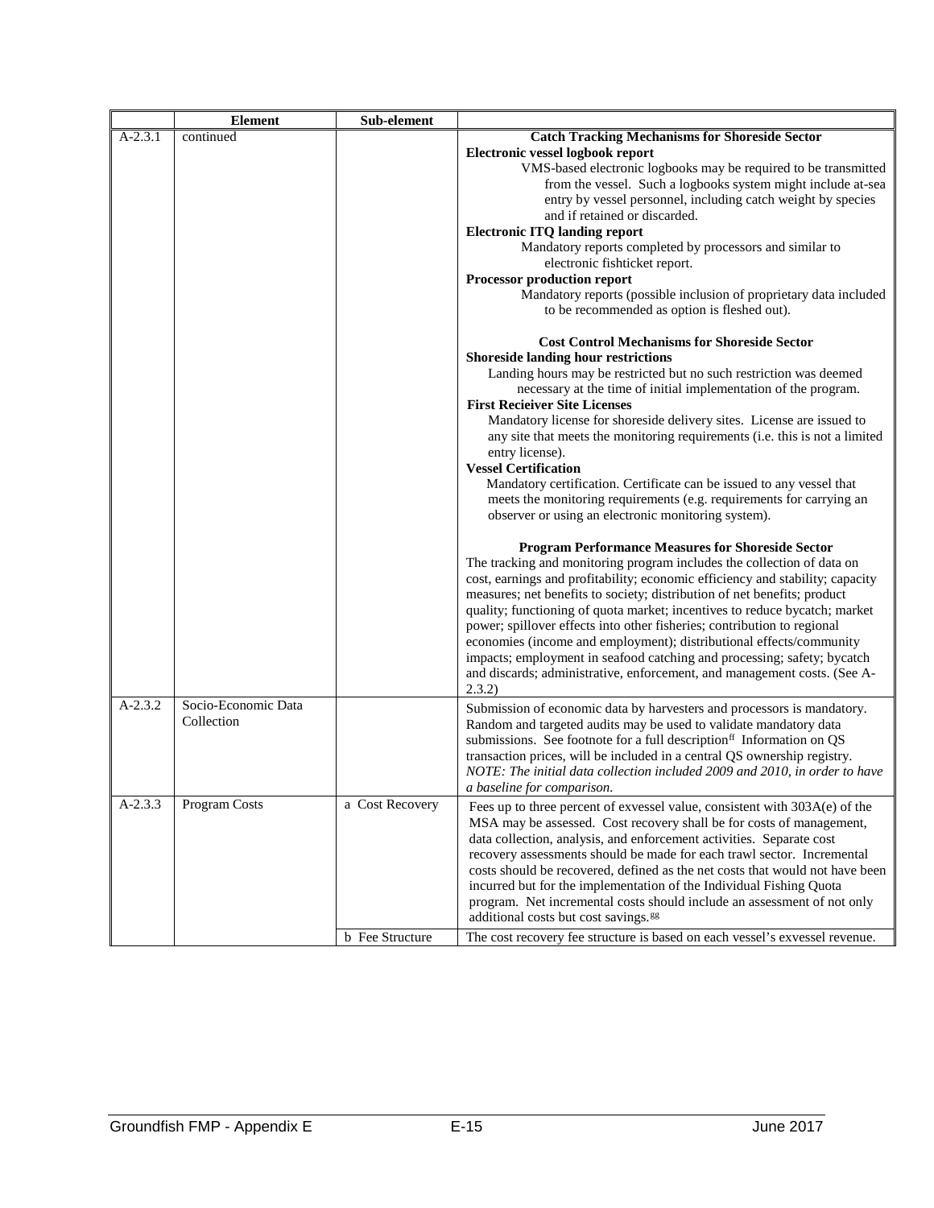| | Element | Sub-element | |
|---|---|---|---|
| A-2.3.1 | continued | | **Catch Tracking Mechanisms for Shoreside Sector**<br>**Electronic vessel logbook report**<br>VMS-based electronic logbooks may be required to be transmitted from the vessel. Such a logbooks system might include at-sea entry by vessel personnel, including catch weight by species and if retained or discarded.<br>**Electronic ITQ landing report**<br>Mandatory reports completed by processors and similar to electronic fishticket report.<br>**Processor production report**<br>Mandatory reports (possible inclusion of proprietary data included to be recommended as option is fleshed out).<br><br>**Cost Control Mechanisms for Shoreside Sector**<br>**Shoreside landing hour restrictions**<br>Landing hours may be restricted but no such restriction was deemed necessary at the time of initial implementation of the program.<br>**First Recieiver Site Licenses**<br>Mandatory license for shoreside delivery sites. License are issued to any site that meets the monitoring requirements (i.e. this is not a limited entry license).<br>**Vessel Certification**<br>Mandatory certification. Certificate can be issued to any vessel that meets the monitoring requirements (e.g. requirements for carrying an observer or using an electronic monitoring system).<br><br>**Program Performance Measures for Shoreside Sector**<br>The tracking and monitoring program includes the collection of data on cost, earnings and profitability; economic efficiency and stability; capacity measures; net benefits to society; distribution of net benefits; product quality; functioning of quota market; incentives to reduce bycatch; market power; spillover effects into other fisheries; contribution to regional economies (income and employment); distributional effects/community impacts; employment in seafood catching and processing; safety; bycatch and discards; administrative, enforcement, and management costs. (See A-2.3.2) |
| A-2.3.2 | Socio-Economic Data Collection | | Submission of economic data by harvesters and processors is mandatory. Random and targeted audits may be used to validate mandatory data submissions. See footnote for a full description[ff] Information on QS transaction prices, will be included in a central QS ownership registry. *NOTE: The initial data collection included 2009 and 2010, in order to have a baseline for comparison.* |
| A-2.3.3 | Program Costs | a Cost Recovery | Fees up to three percent of exvessel value, consistent with 303A(e) of the MSA may be assessed. Cost recovery shall be for costs of management, data collection, analysis, and enforcement activities. Separate cost recovery assessments should be made for each trawl sector. Incremental costs should be recovered, defined as the net costs that would not have been incurred but for the implementation of the Individual Fishing Quota program. Net incremental costs should include an assessment of not only additional costs but cost savings.[gg] |
| | | b Fee Structure | The cost recovery fee structure is based on each vessel's exvessel revenue. |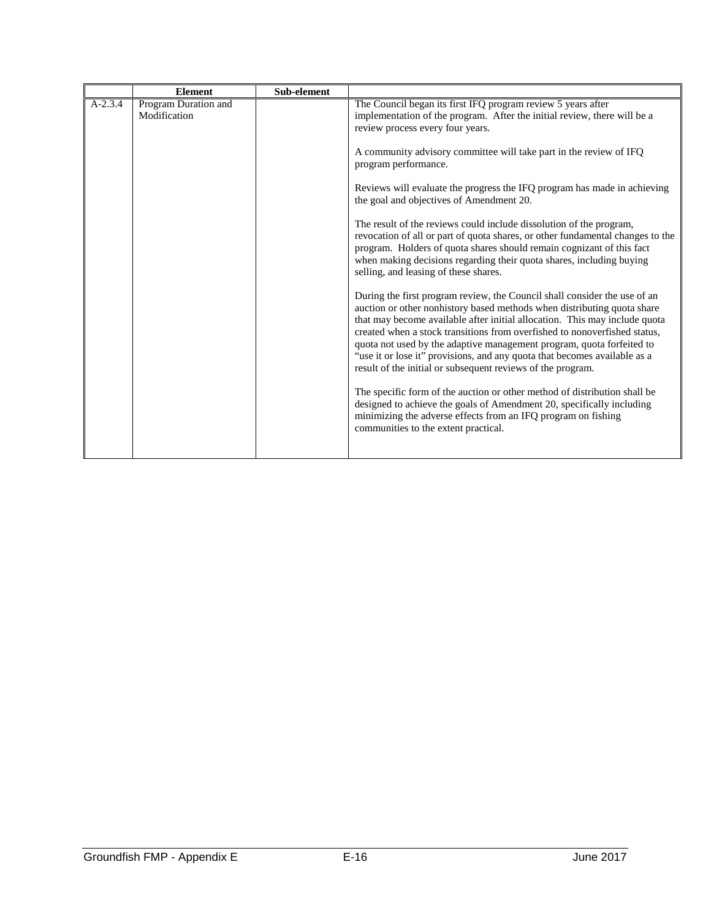|  | Element | Sub-element |  |
| --- | --- | --- | --- |
| A-2.3.4 | Program Duration and Modification |  | The Council began its first IFQ program review 5 years after implementation of the program. After the initial review, there will be a review process every four years.<br><br>A community advisory committee will take part in the review of IFQ program performance.<br><br>Reviews will evaluate the progress the IFQ program has made in achieving the goal and objectives of Amendment 20.<br><br>The result of the reviews could include dissolution of the program, revocation of all or part of quota shares, or other fundamental changes to the program. Holders of quota shares should remain cognizant of this fact when making decisions regarding their quota shares, including buying selling, and leasing of these shares.<br><br>During the first program review, the Council shall consider the use of an auction or other nonhistory based methods when distributing quota share that may become available after initial allocation. This may include quota created when a stock transitions from overfished to nonoverfished status, quota not used by the adaptive management program, quota forfeited to "use it or lose it" provisions, and any quota that becomes available as a result of the initial or subsequent reviews of the program.<br><br>The specific form of the auction or other method of distribution shall be designed to achieve the goals of Amendment 20, specifically including minimizing the adverse effects from an IFQ program on fishing communities to the extent practical. |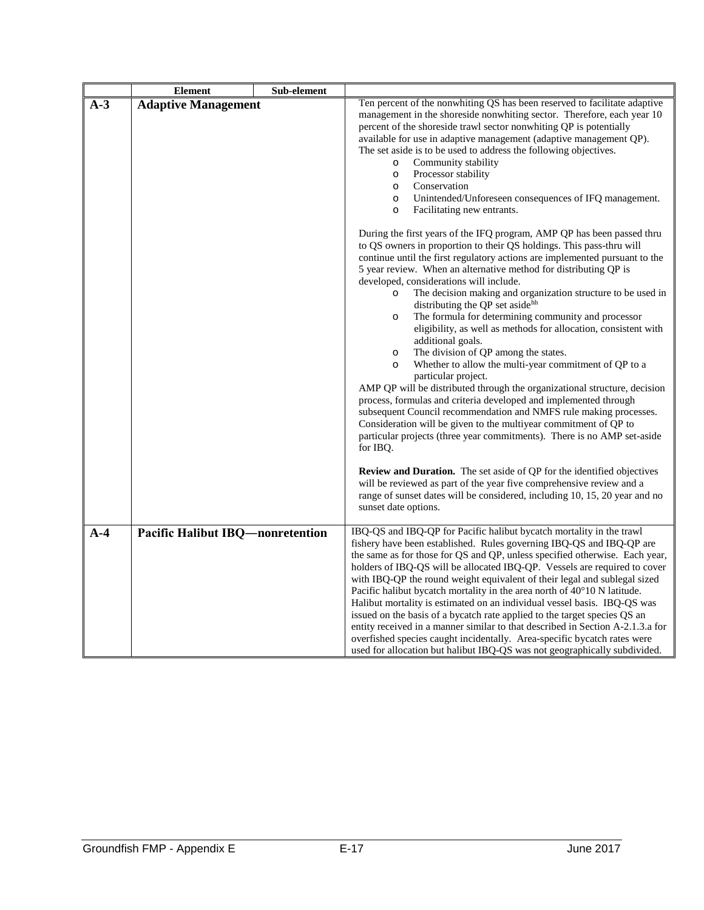| | Element | Sub-element | |
|---|---|---|---|
| **A-3** | **Adaptive Management** | | Ten percent of the nonwhiting QS has been reserved to facilitate adaptive management in the shoreside nonwhiting sector. Therefore, each year 10 percent of the shoreside trawl sector nonwhiting QP is potentially available for use in adaptive management (adaptive management QP). The set aside is to be used to address the following objectives.<br>o Community stability<br>o Processor stability<br>o Conservation<br>o Unintended/Unforeseen consequences of IFQ management.<br>o Facilitating new entrants.<br><br>During the first years of the IFQ program, AMP QP has been passed thru to QS owners in proportion to their QS holdings. This pass-thru will continue until the first regulatory actions are implemented pursuant to the 5 year review. When an alternative method for distributing QP is developed, considerations will include.<br>o The decision making and organization structure to be used in distributing the QP set aside[hh]<br>o The formula for determining community and processor eligibility, as well as methods for allocation, consistent with additional goals.<br>o The division of QP among the states.<br>o Whether to allow the multi-year commitment of QP to a particular project.<br>AMP QP will be distributed through the organizational structure, decision process, formulas and criteria developed and implemented through subsequent Council recommendation and NMFS rule making processes. Consideration will be given to the multiyear commitment of QP to particular projects (three year commitments). There is no AMP set-aside for IBQ.<br><br>**Review and Duration.** The set aside of QP for the identified objectives will be reviewed as part of the year five comprehensive review and a range of sunset dates will be considered, including 10, 15, 20 year and no sunset date options. |
| **A-4** | **Pacific Halibut IBQ—nonretention** | | IBQ-QS and IBQ-QP for Pacific halibut bycatch mortality in the trawl fishery have been established. Rules governing IBQ-QS and IBQ-QP are the same as for those for QS and QP, unless specified otherwise. Each year, holders of IBQ-QS will be allocated IBQ-QP. Vessels are required to cover with IBQ-QP the round weight equivalent of their legal and sublegal sized Pacific halibut bycatch mortality in the area north of 40°10 N latitude. Halibut mortality is estimated on an individual vessel basis. IBQ-QS was issued on the basis of a bycatch rate applied to the target species QS an entity received in a manner similar to that described in Section A-2.1.3.a for overfished species caught incidentally. Area-specific bycatch rates were used for allocation but halibut IBQ-QS was not geographically subdivided. |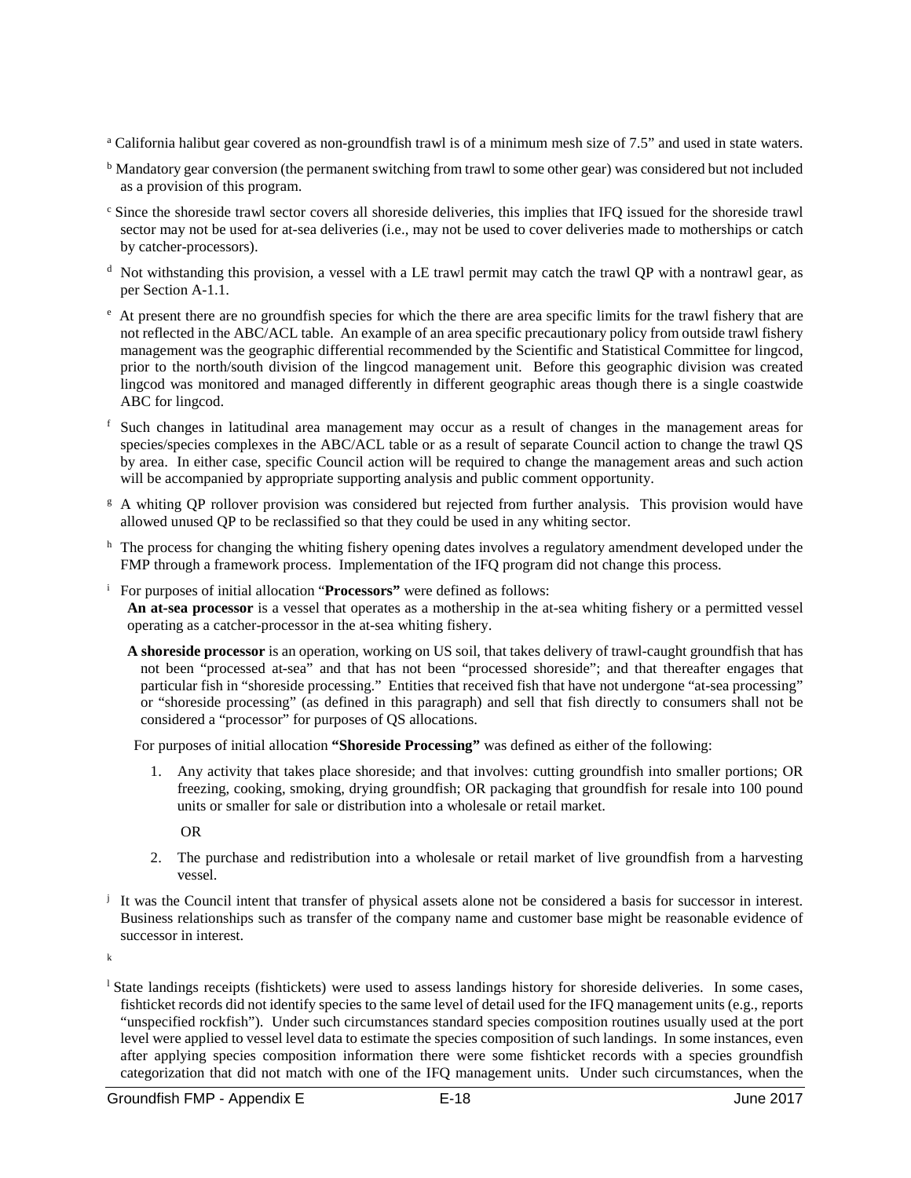[a] California halibut gear covered as non-groundfish trawl is of a minimum mesh size of 7.5" and used in state waters.

[b] Mandatory gear conversion (the permanent switching from trawl to some other gear) was considered but not included as a provision of this program.

[c] Since the shoreside trawl sector covers all shoreside deliveries, this implies that IFQ issued for the shoreside trawl sector may not be used for at-sea deliveries (i.e., may not be used to cover deliveries made to motherships or catch by catcher-processors).

[d] Not withstanding this provision, a vessel with a LE trawl permit may catch the trawl QP with a nontrawl gear, as per Section A-1.1.

[e] At present there are no groundfish species for which the there are area specific limits for the trawl fishery that are not reflected in the ABC/ACL table. An example of an area specific precautionary policy from outside trawl fishery management was the geographic differential recommended by the Scientific and Statistical Committee for lingcod, prior to the north/south division of the lingcod management unit. Before this geographic division was created lingcod was monitored and managed differently in different geographic areas though there is a single coastwide ABC for lingcod.

[f] Such changes in latitudinal area management may occur as a result of changes in the management areas for species/species complexes in the ABC/ACL table or as a result of separate Council action to change the trawl QS by area. In either case, specific Council action will be required to change the management areas and such action will be accompanied by appropriate supporting analysis and public comment opportunity.

[g] A whiting QP rollover provision was considered but rejected from further analysis. This provision would have allowed unused QP to be reclassified so that they could be used in any whiting sector.

[h] The process for changing the whiting fishery opening dates involves a regulatory amendment developed under the FMP through a framework process. Implementation of the IFQ program did not change this process.

[i] For purposes of initial allocation "**Processors"** were defined as follows:

**An at-sea processor** is a vessel that operates as a mothership in the at-sea whiting fishery or a permitted vessel operating as a catcher-processor in the at-sea whiting fishery.

**A shoreside processor** is an operation, working on US soil, that takes delivery of trawl-caught groundfish that has not been "processed at-sea" and that has not been "processed shoreside"; and that thereafter engages that particular fish in "shoreside processing." Entities that received fish that have not undergone "at-sea processing" or "shoreside processing" (as defined in this paragraph) and sell that fish directly to consumers shall not be considered a "processor" for purposes of QS allocations.

For purposes of initial allocation **"Shoreside Processing"** was defined as either of the following:

1. Any activity that takes place shoreside; and that involves: cutting groundfish into smaller portions; OR freezing, cooking, smoking, drying groundfish; OR packaging that groundfish for resale into 100 pound units or smaller for sale or distribution into a wholesale or retail market.

   OR

2. The purchase and redistribution into a wholesale or retail market of live groundfish from a harvesting vessel.

[j] It was the Council intent that transfer of physical assets alone not be considered a basis for successor in interest. Business relationships such as transfer of the company name and customer base might be reasonable evidence of successor in interest.

[k]

[l] State landings receipts (fishtickets) were used to assess landings history for shoreside deliveries. In some cases, fishticket records did not identify species to the same level of detail used for the IFQ management units (e.g., reports "unspecified rockfish"). Under such circumstances standard species composition routines usually used at the port level were applied to vessel level data to estimate the species composition of such landings. In some instances, even after applying species composition information there were some fishticket records with a species groundfish categorization that did not match with one of the IFQ management units. Under such circumstances, when the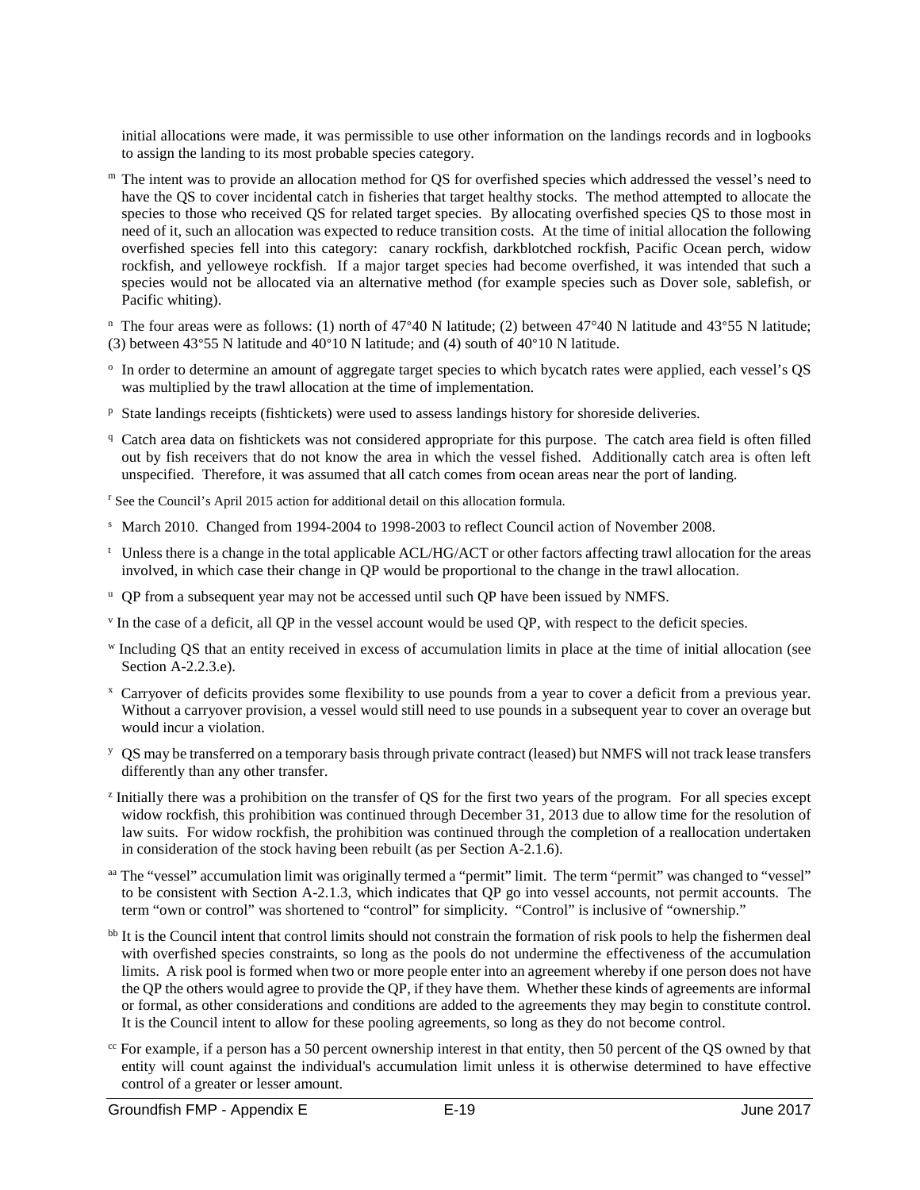initial allocations were made, it was permissible to use other information on the landings records and in logbooks to assign the landing to its most probable species category.

[m] The intent was to provide an allocation method for QS for overfished species which addressed the vessel's need to have the QS to cover incidental catch in fisheries that target healthy stocks. The method attempted to allocate the species to those who received QS for related target species. By allocating overfished species QS to those most in need of it, such an allocation was expected to reduce transition costs. At the time of initial allocation the following overfished species fell into this category: canary rockfish, darkblotched rockfish, Pacific Ocean perch, widow rockfish, and yelloweye rockfish. If a major target species had become overfished, it was intended that such a species would not be allocated via an alternative method (for example species such as Dover sole, sablefish, or Pacific whiting).

[n] The four areas were as follows: (1) north of 47°40 N latitude; (2) between 47°40 N latitude and 43°55 N latitude; (3) between 43°55 N latitude and 40°10 N latitude; and (4) south of 40°10 N latitude.

[o] In order to determine an amount of aggregate target species to which bycatch rates were applied, each vessel's QS was multiplied by the trawl allocation at the time of implementation.

[p] State landings receipts (fishtickets) were used to assess landings history for shoreside deliveries.

[q] Catch area data on fishtickets was not considered appropriate for this purpose. The catch area field is often filled out by fish receivers that do not know the area in which the vessel fished. Additionally catch area is often left unspecified. Therefore, it was assumed that all catch comes from ocean areas near the port of landing.

[r] See the Council's April 2015 action for additional detail on this allocation formula.

[s] March 2010. Changed from 1994-2004 to 1998-2003 to reflect Council action of November 2008.

[t] Unless there is a change in the total applicable ACL/HG/ACT or other factors affecting trawl allocation for the areas involved, in which case their change in QP would be proportional to the change in the trawl allocation.

[u] QP from a subsequent year may not be accessed until such QP have been issued by NMFS.

[v] In the case of a deficit, all QP in the vessel account would be used QP, with respect to the deficit species.

[w] Including QS that an entity received in excess of accumulation limits in place at the time of initial allocation (see Section A-2.2.3.e).

[x] Carryover of deficits provides some flexibility to use pounds from a year to cover a deficit from a previous year. Without a carryover provision, a vessel would still need to use pounds in a subsequent year to cover an overage but would incur a violation.

[y] QS may be transferred on a temporary basis through private contract (leased) but NMFS will not track lease transfers differently than any other transfer.

[z] Initially there was a prohibition on the transfer of QS for the first two years of the program. For all species except widow rockfish, this prohibition was continued through December 31, 2013 due to allow time for the resolution of law suits. For widow rockfish, the prohibition was continued through the completion of a reallocation undertaken in consideration of the stock having been rebuilt (as per Section A-2.1.6).

[aa] The "vessel" accumulation limit was originally termed a "permit" limit. The term "permit" was changed to "vessel" to be consistent with Section A-2.1.3, which indicates that QP go into vessel accounts, not permit accounts. The term "own or control" was shortened to "control" for simplicity. "Control" is inclusive of "ownership."

[bb] It is the Council intent that control limits should not constrain the formation of risk pools to help the fishermen deal with overfished species constraints, so long as the pools do not undermine the effectiveness of the accumulation limits. A risk pool is formed when two or more people enter into an agreement whereby if one person does not have the QP the others would agree to provide the QP, if they have them. Whether these kinds of agreements are informal or formal, as other considerations and conditions are added to the agreements they may begin to constitute control. It is the Council intent to allow for these pooling agreements, so long as they do not become control.

[cc] For example, if a person has a 50 percent ownership interest in that entity, then 50 percent of the QS owned by that entity will count against the individual's accumulation limit unless it is otherwise determined to have effective control of a greater or lesser amount.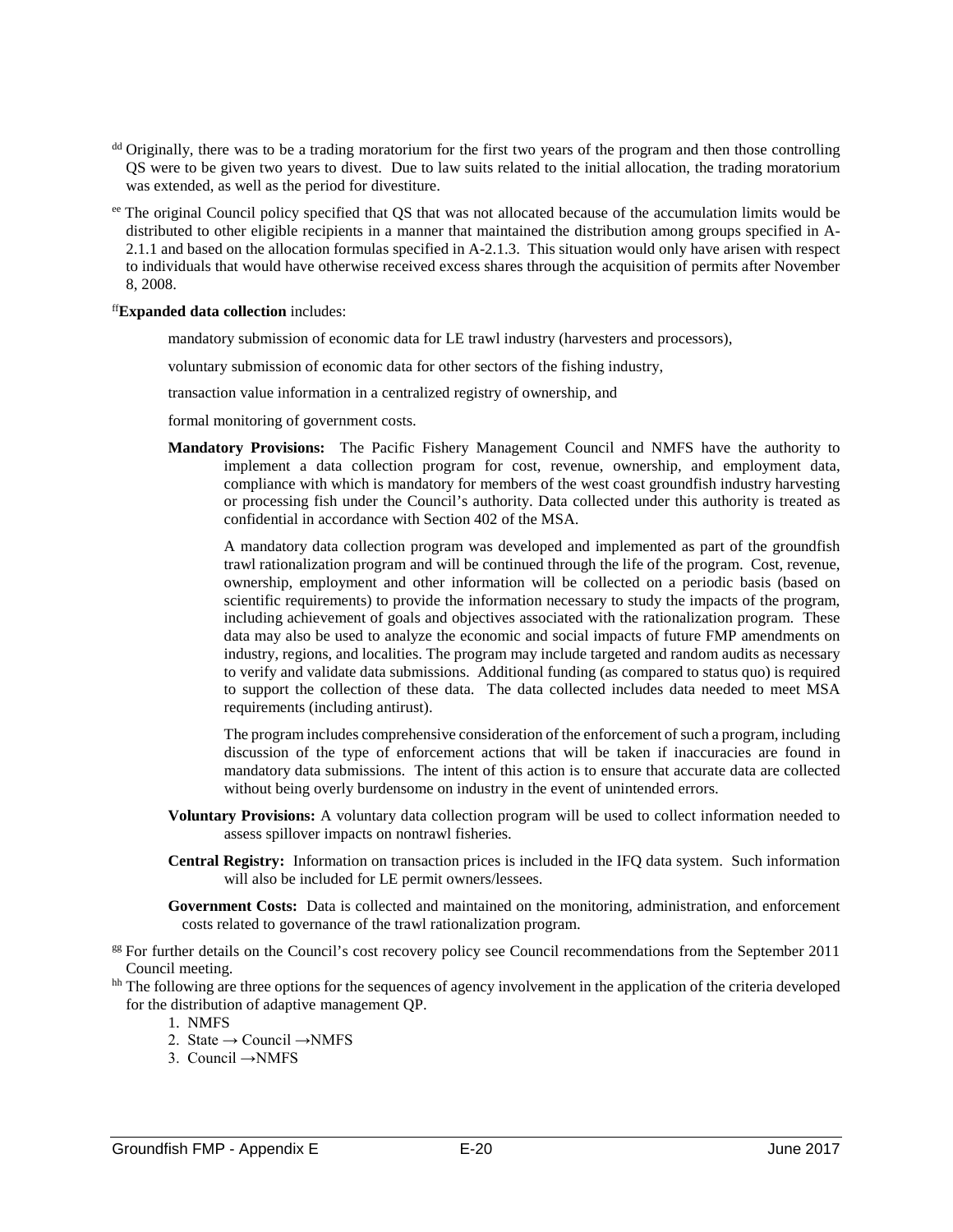[dd] Originally, there was to be a trading moratorium for the first two years of the program and then those controlling QS were to be given two years to divest. Due to law suits related to the initial allocation, the trading moratorium was extended, as well as the period for divestiture.

[ee] The original Council policy specified that QS that was not allocated because of the accumulation limits would be distributed to other eligible recipients in a manner that maintained the distribution among groups specified in A-2.1.1 and based on the allocation formulas specified in A-2.1.3. This situation would only have arisen with respect to individuals that would have otherwise received excess shares through the acquisition of permits after November 8, 2008.

[ff]**Expanded data collection** includes:

mandatory submission of economic data for LE trawl industry (harvesters and processors),

voluntary submission of economic data for other sectors of the fishing industry,

transaction value information in a centralized registry of ownership, and

formal monitoring of government costs.

**Mandatory Provisions:** The Pacific Fishery Management Council and NMFS have the authority to implement a data collection program for cost, revenue, ownership, and employment data, compliance with which is mandatory for members of the west coast groundfish industry harvesting or processing fish under the Council's authority. Data collected under this authority is treated as confidential in accordance with Section 402 of the MSA.

A mandatory data collection program was developed and implemented as part of the groundfish trawl rationalization program and will be continued through the life of the program. Cost, revenue, ownership, employment and other information will be collected on a periodic basis (based on scientific requirements) to provide the information necessary to study the impacts of the program, including achievement of goals and objectives associated with the rationalization program. These data may also be used to analyze the economic and social impacts of future FMP amendments on industry, regions, and localities. The program may include targeted and random audits as necessary to verify and validate data submissions. Additional funding (as compared to status quo) is required to support the collection of these data. The data collected includes data needed to meet MSA requirements (including antirust).

The program includes comprehensive consideration of the enforcement of such a program, including discussion of the type of enforcement actions that will be taken if inaccuracies are found in mandatory data submissions. The intent of this action is to ensure that accurate data are collected without being overly burdensome on industry in the event of unintended errors.

**Voluntary Provisions:** A voluntary data collection program will be used to collect information needed to assess spillover impacts on nontrawl fisheries.

**Central Registry:** Information on transaction prices is included in the IFQ data system. Such information will also be included for LE permit owners/lessees.

**Government Costs:** Data is collected and maintained on the monitoring, administration, and enforcement costs related to governance of the trawl rationalization program.

[gg] For further details on the Council's cost recovery policy see Council recommendations from the September 2011 Council meeting.

[hh] The following are three options for the sequences of agency involvement in the application of the criteria developed for the distribution of adaptive management QP.

1. NMFS
2. State → Council →NMFS
3. Council →NMFS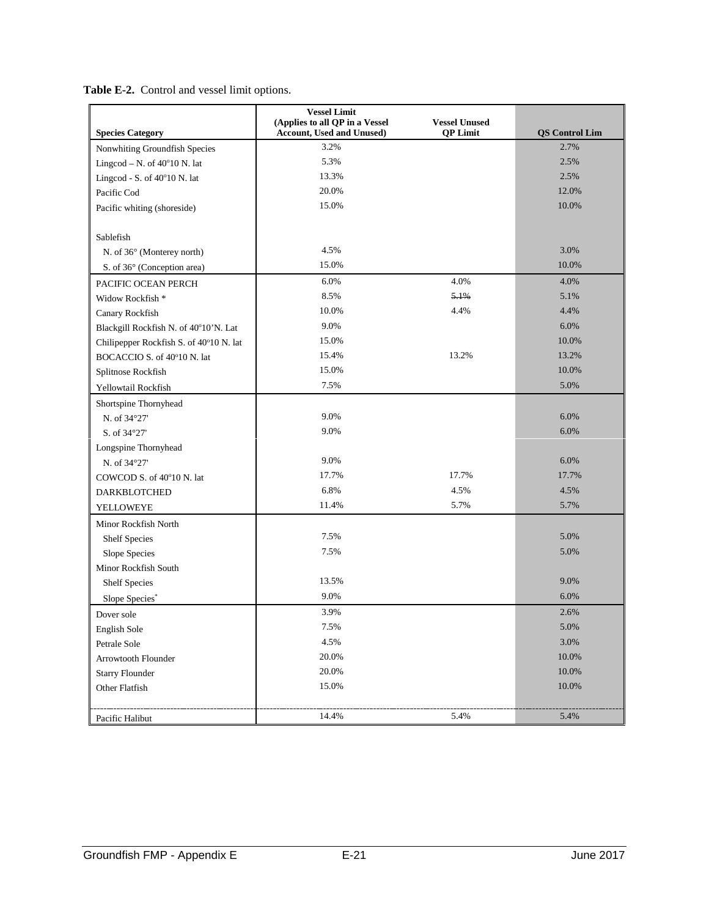**Table E-2.** Control and vessel limit options.

| Species Category | Vessel Limit (Applies to all QP in a Vessel Account, Used and Unused) | Vessel Unused QP Limit | QS Control Lim |
|---|---|---|---|
| Nonwhiting Groundfish Species | 3.2% | | 2.7% |
| Lingcod – N. of 40°10 N. lat | 5.3% | | 2.5% |
| Lingcod - S. of 40°10 N. lat | 13.3% | | 2.5% |
| Pacific Cod | 20.0% | | 12.0% |
| Pacific whiting (shoreside) | 15.0% | | 10.0% |
| Sablefish | | | |
| N. of 36° (Monterey north) | 4.5% | | 3.0% |
| S. of 36° (Conception area) | 15.0% | | 10.0% |
| PACIFIC OCEAN PERCH | 6.0% | 4.0% | 4.0% |
| Widow Rockfish * | 8.5% | ~~5.1%~~ | 5.1% |
| Canary Rockfish | 10.0% | 4.4% | 4.4% |
| Blackgill Rockfish N. of 40°10'N. Lat | 9.0% | | 6.0% |
| Chilipepper Rockfish S. of 40°10 N. lat | 15.0% | | 10.0% |
| BOCACCIO S. of 40°10 N. lat | 15.4% | 13.2% | 13.2% |
| Splitnose Rockfish | 15.0% | | 10.0% |
| Yellowtail Rockfish | 7.5% | | 5.0% |
| Shortspine Thornyhead | | | |
| N. of 34°27' | 9.0% | | 6.0% |
| S. of 34°27' | 9.0% | | 6.0% |
| Longspine Thornyhead | | | |
| N. of 34°27' | 9.0% | | 6.0% |
| COWCOD S. of 40°10 N. lat | 17.7% | 17.7% | 17.7% |
| DARKBLOTCHED | 6.8% | 4.5% | 4.5% |
| YELLOWEYE | 11.4% | 5.7% | 5.7% |
| Minor Rockfish North | | | |
| Shelf Species | 7.5% | | 5.0% |
| Slope Species | 7.5% | | 5.0% |
| Minor Rockfish South | | | |
| Shelf Species | 13.5% | | 9.0% |
| Slope Species* | 9.0% | | 6.0% |
| Dover sole | 3.9% | | 2.6% |
| English Sole | 7.5% | | 5.0% |
| Petrale Sole | 4.5% | | 3.0% |
| Arrowtooth Flounder | 20.0% | | 10.0% |
| Starry Flounder | 20.0% | | 10.0% |
| Other Flatfish | 15.0% | | 10.0% |
| Pacific Halibut | 14.4% | 5.4% | 5.4% |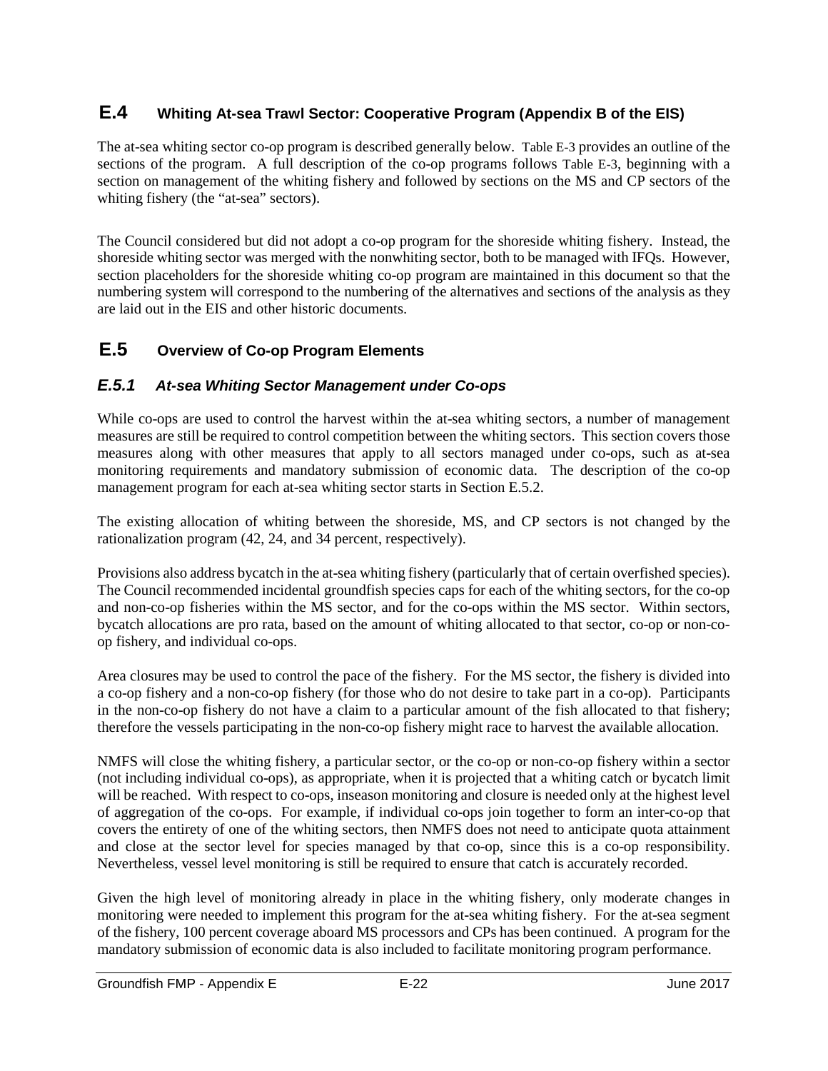## E.4 Whiting At-sea Trawl Sector: Cooperative Program (Appendix B of the EIS)

The at-sea whiting sector co-op program is described generally below. Table E-3 provides an outline of the sections of the program. A full description of the co-op programs follows Table E-3, beginning with a section on management of the whiting fishery and followed by sections on the MS and CP sectors of the whiting fishery (the "at-sea" sectors).

The Council considered but did not adopt a co-op program for the shoreside whiting fishery. Instead, the shoreside whiting sector was merged with the nonwhiting sector, both to be managed with IFQs. However, section placeholders for the shoreside whiting co-op program are maintained in this document so that the numbering system will correspond to the numbering of the alternatives and sections of the analysis as they are laid out in the EIS and other historic documents.

## E.5 Overview of Co-op Program Elements

### *E.5.1 At-sea Whiting Sector Management under Co-ops*

While co-ops are used to control the harvest within the at-sea whiting sectors, a number of management measures are still be required to control competition between the whiting sectors. This section covers those measures along with other measures that apply to all sectors managed under co-ops, such as at-sea monitoring requirements and mandatory submission of economic data. The description of the co-op management program for each at-sea whiting sector starts in Section E.5.2.

The existing allocation of whiting between the shoreside, MS, and CP sectors is not changed by the rationalization program (42, 24, and 34 percent, respectively).

Provisions also address bycatch in the at-sea whiting fishery (particularly that of certain overfished species). The Council recommended incidental groundfish species caps for each of the whiting sectors, for the co-op and non-co-op fisheries within the MS sector, and for the co-ops within the MS sector. Within sectors, bycatch allocations are pro rata, based on the amount of whiting allocated to that sector, co-op or non-co-op fishery, and individual co-ops.

Area closures may be used to control the pace of the fishery. For the MS sector, the fishery is divided into a co-op fishery and a non-co-op fishery (for those who do not desire to take part in a co-op). Participants in the non-co-op fishery do not have a claim to a particular amount of the fish allocated to that fishery; therefore the vessels participating in the non-co-op fishery might race to harvest the available allocation.

NMFS will close the whiting fishery, a particular sector, or the co-op or non-co-op fishery within a sector (not including individual co-ops), as appropriate, when it is projected that a whiting catch or bycatch limit will be reached. With respect to co-ops, inseason monitoring and closure is needed only at the highest level of aggregation of the co-ops. For example, if individual co-ops join together to form an inter-co-op that covers the entirety of one of the whiting sectors, then NMFS does not need to anticipate quota attainment and close at the sector level for species managed by that co-op, since this is a co-op responsibility. Nevertheless, vessel level monitoring is still be required to ensure that catch is accurately recorded.

Given the high level of monitoring already in place in the whiting fishery, only moderate changes in monitoring were needed to implement this program for the at-sea whiting fishery. For the at-sea segment of the fishery, 100 percent coverage aboard MS processors and CPs has been continued. A program for the mandatory submission of economic data is also included to facilitate monitoring program performance.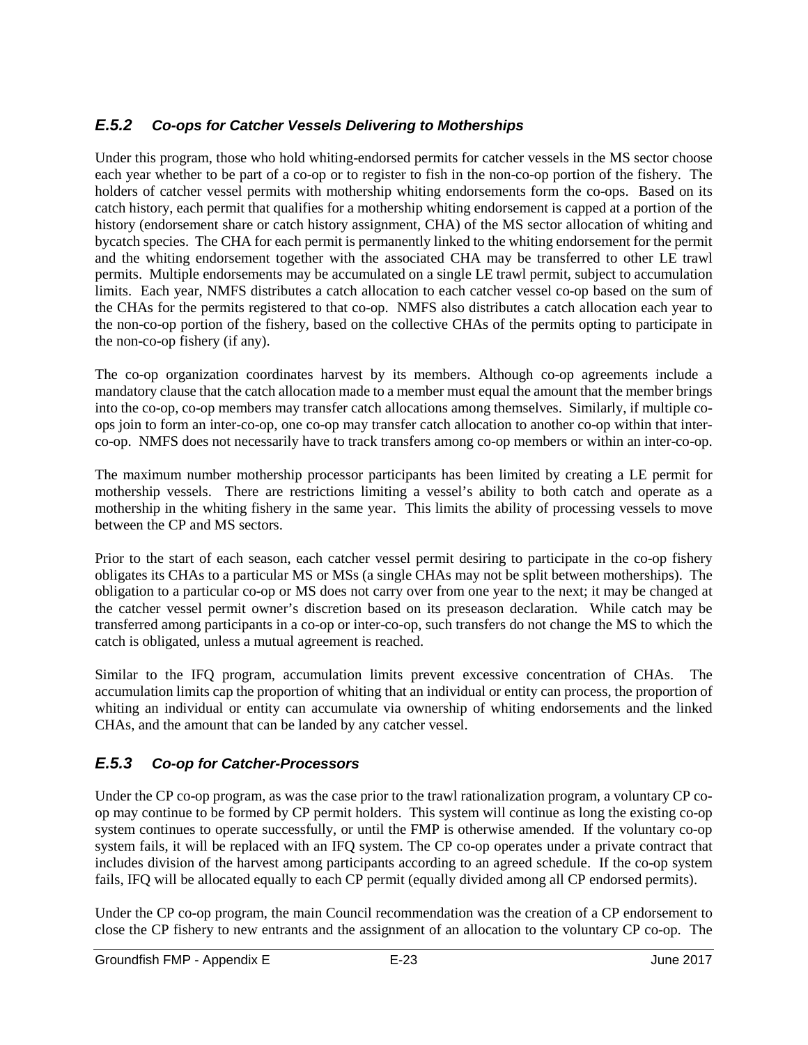### *E.5.2 Co-ops for Catcher Vessels Delivering to Motherships*

Under this program, those who hold whiting-endorsed permits for catcher vessels in the MS sector choose each year whether to be part of a co-op or to register to fish in the non-co-op portion of the fishery. The holders of catcher vessel permits with mothership whiting endorsements form the co-ops. Based on its catch history, each permit that qualifies for a mothership whiting endorsement is capped at a portion of the history (endorsement share or catch history assignment, CHA) of the MS sector allocation of whiting and bycatch species. The CHA for each permit is permanently linked to the whiting endorsement for the permit and the whiting endorsement together with the associated CHA may be transferred to other LE trawl permits. Multiple endorsements may be accumulated on a single LE trawl permit, subject to accumulation limits. Each year, NMFS distributes a catch allocation to each catcher vessel co-op based on the sum of the CHAs for the permits registered to that co-op. NMFS also distributes a catch allocation each year to the non-co-op portion of the fishery, based on the collective CHAs of the permits opting to participate in the non-co-op fishery (if any).

The co-op organization coordinates harvest by its members. Although co-op agreements include a mandatory clause that the catch allocation made to a member must equal the amount that the member brings into the co-op, co-op members may transfer catch allocations among themselves. Similarly, if multiple co-ops join to form an inter-co-op, one co-op may transfer catch allocation to another co-op within that inter-co-op. NMFS does not necessarily have to track transfers among co-op members or within an inter-co-op.

The maximum number mothership processor participants has been limited by creating a LE permit for mothership vessels. There are restrictions limiting a vessel's ability to both catch and operate as a mothership in the whiting fishery in the same year. This limits the ability of processing vessels to move between the CP and MS sectors.

Prior to the start of each season, each catcher vessel permit desiring to participate in the co-op fishery obligates its CHAs to a particular MS or MSs (a single CHAs may not be split between motherships). The obligation to a particular co-op or MS does not carry over from one year to the next; it may be changed at the catcher vessel permit owner's discretion based on its preseason declaration. While catch may be transferred among participants in a co-op or inter-co-op, such transfers do not change the MS to which the catch is obligated, unless a mutual agreement is reached.

Similar to the IFQ program, accumulation limits prevent excessive concentration of CHAs. The accumulation limits cap the proportion of whiting that an individual or entity can process, the proportion of whiting an individual or entity can accumulate via ownership of whiting endorsements and the linked CHAs, and the amount that can be landed by any catcher vessel.

### *E.5.3 Co-op for Catcher-Processors*

Under the CP co-op program, as was the case prior to the trawl rationalization program, a voluntary CP co-op may continue to be formed by CP permit holders. This system will continue as long the existing co-op system continues to operate successfully, or until the FMP is otherwise amended. If the voluntary co-op system fails, it will be replaced with an IFQ system. The CP co-op operates under a private contract that includes division of the harvest among participants according to an agreed schedule. If the co-op system fails, IFQ will be allocated equally to each CP permit (equally divided among all CP endorsed permits).

Under the CP co-op program, the main Council recommendation was the creation of a CP endorsement to close the CP fishery to new entrants and the assignment of an allocation to the voluntary CP co-op. The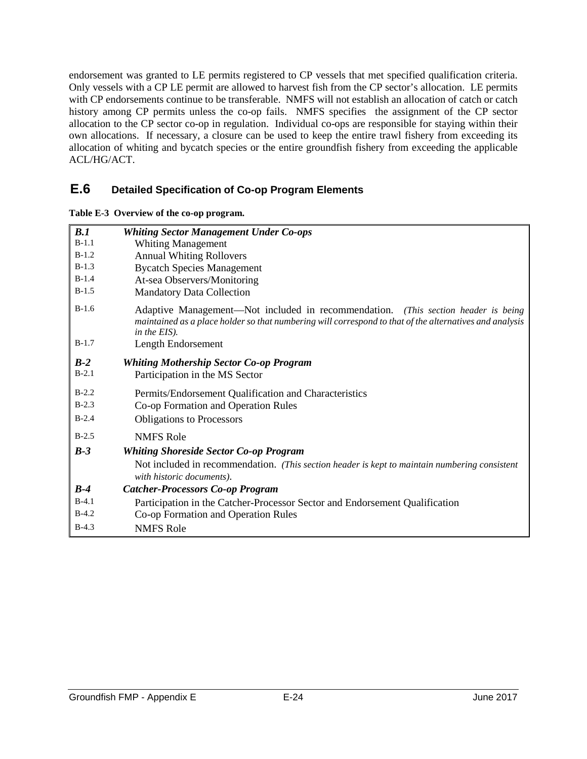endorsement was granted to LE permits registered to CP vessels that met specified qualification criteria. Only vessels with a CP LE permit are allowed to harvest fish from the CP sector's allocation. LE permits with CP endorsements continue to be transferable. NMFS will not establish an allocation of catch or catch history among CP permits unless the co-op fails. NMFS specifies the assignment of the CP sector allocation to the CP sector co-op in regulation. Individual co-ops are responsible for staying within their own allocations. If necessary, a closure can be used to keep the entire trawl fishery from exceeding its allocation of whiting and bycatch species or the entire groundfish fishery from exceeding the applicable ACL/HG/ACT.

## E.6 Detailed Specification of Co-op Program Elements

**Table E-3 Overview of the co-op program.**

| | |
|---|---|
| ***B.1*** | ***Whiting Sector Management Under Co-ops*** |
| B-1.1 | Whiting Management |
| B-1.2 | Annual Whiting Rollovers |
| B-1.3 | Bycatch Species Management |
| B-1.4 | At-sea Observers/Monitoring |
| B-1.5 | Mandatory Data Collection |
| B-1.6 | Adaptive Management—Not included in recommendation. *(This section header is being maintained as a place holder so that numbering will correspond to that of the alternatives and analysis in the EIS).* |
| B-1.7 | Length Endorsement |
| ***B-2*** | ***Whiting Mothership Sector Co-op Program*** |
| B-2.1 | Participation in the MS Sector |
| B-2.2 | Permits/Endorsement Qualification and Characteristics |
| B-2.3 | Co-op Formation and Operation Rules |
| B-2.4 | Obligations to Processors |
| B-2.5 | NMFS Role |
| ***B-3*** | ***Whiting Shoreside Sector Co-op Program*** |
| | Not included in recommendation. *(This section header is kept to maintain numbering consistent with historic documents).* |
| ***B-4*** | ***Catcher-Processors Co-op Program*** |
| B-4.1 | Participation in the Catcher-Processor Sector and Endorsement Qualification |
| B-4.2 | Co-op Formation and Operation Rules |
| B-4.3 | NMFS Role |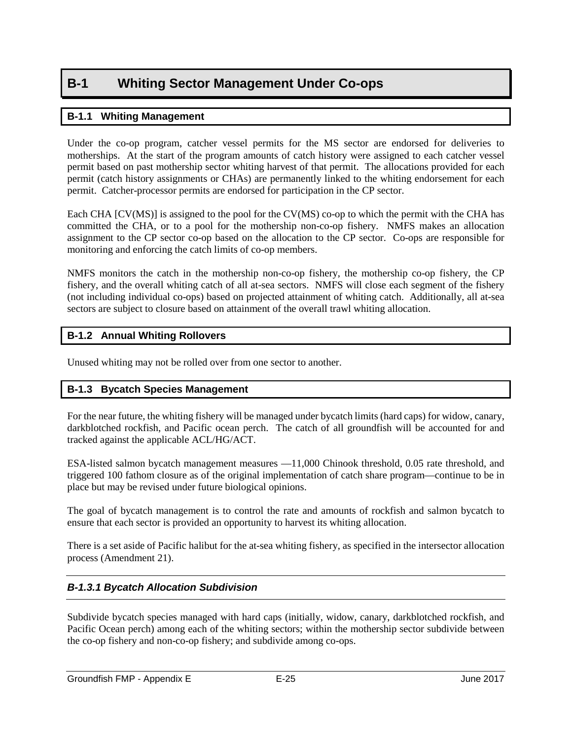# B-1 Whiting Sector Management Under Co-ops

## B-1.1 Whiting Management

Under the co-op program, catcher vessel permits for the MS sector are endorsed for deliveries to motherships. At the start of the program amounts of catch history were assigned to each catcher vessel permit based on past mothership sector whiting harvest of that permit. The allocations provided for each permit (catch history assignments or CHAs) are permanently linked to the whiting endorsement for each permit. Catcher-processor permits are endorsed for participation in the CP sector.

Each CHA [CV(MS)] is assigned to the pool for the CV(MS) co-op to which the permit with the CHA has committed the CHA, or to a pool for the mothership non-co-op fishery. NMFS makes an allocation assignment to the CP sector co-op based on the allocation to the CP sector. Co-ops are responsible for monitoring and enforcing the catch limits of co-op members.

NMFS monitors the catch in the mothership non-co-op fishery, the mothership co-op fishery, the CP fishery, and the overall whiting catch of all at-sea sectors. NMFS will close each segment of the fishery (not including individual co-ops) based on projected attainment of whiting catch. Additionally, all at-sea sectors are subject to closure based on attainment of the overall trawl whiting allocation.

## B-1.2 Annual Whiting Rollovers

Unused whiting may not be rolled over from one sector to another.

## B-1.3 Bycatch Species Management

For the near future, the whiting fishery will be managed under bycatch limits (hard caps) for widow, canary, darkblotched rockfish, and Pacific ocean perch. The catch of all groundfish will be accounted for and tracked against the applicable ACL/HG/ACT.

ESA-listed salmon bycatch management measures —11,000 Chinook threshold, 0.05 rate threshold, and triggered 100 fathom closure as of the original implementation of catch share program—continue to be in place but may be revised under future biological opinions.

The goal of bycatch management is to control the rate and amounts of rockfish and salmon bycatch to ensure that each sector is provided an opportunity to harvest its whiting allocation.

There is a set aside of Pacific halibut for the at-sea whiting fishery, as specified in the intersector allocation process (Amendment 21).

### *B-1.3.1 Bycatch Allocation Subdivision*

Subdivide bycatch species managed with hard caps (initially, widow, canary, darkblotched rockfish, and Pacific Ocean perch) among each of the whiting sectors; within the mothership sector subdivide between the co-op fishery and non-co-op fishery; and subdivide among co-ops.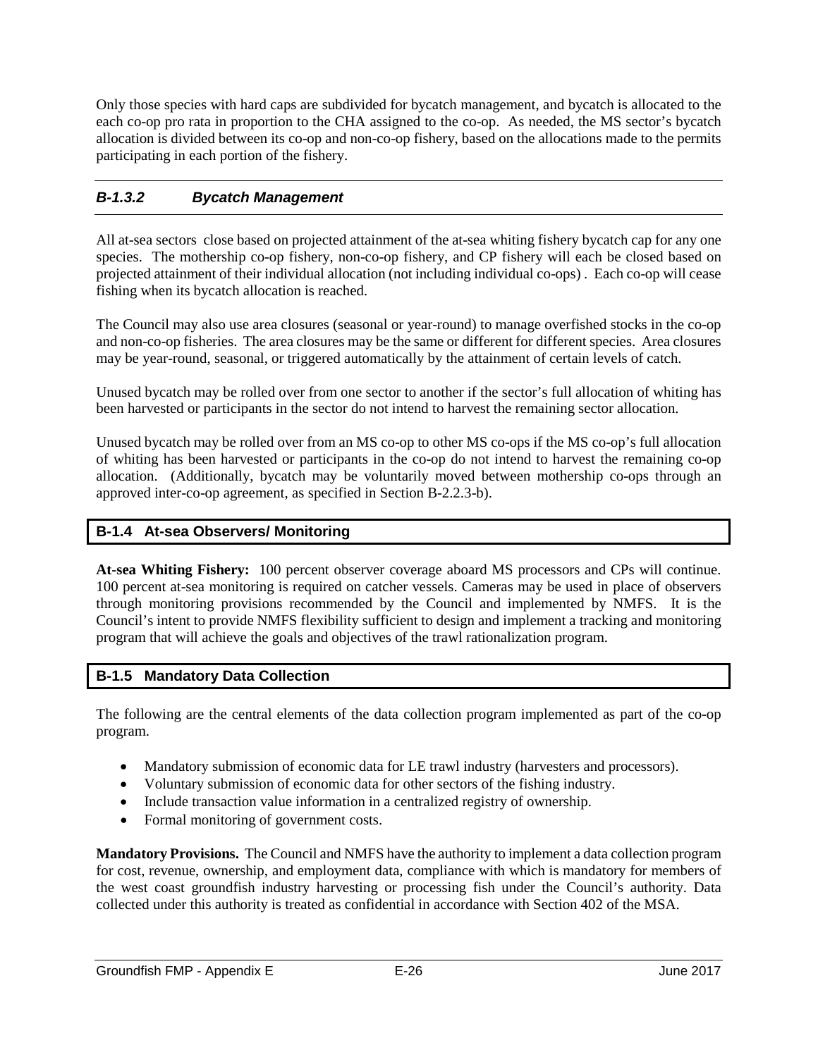Only those species with hard caps are subdivided for bycatch management, and bycatch is allocated to the each co-op pro rata in proportion to the CHA assigned to the co-op. As needed, the MS sector's bycatch allocation is divided between its co-op and non-co-op fishery, based on the allocations made to the permits participating in each portion of the fishery.

#### *B-1.3.2 Bycatch Management*

All at-sea sectors close based on projected attainment of the at-sea whiting fishery bycatch cap for any one species. The mothership co-op fishery, non-co-op fishery, and CP fishery will each be closed based on projected attainment of their individual allocation (not including individual co-ops) . Each co-op will cease fishing when its bycatch allocation is reached.

The Council may also use area closures (seasonal or year-round) to manage overfished stocks in the co-op and non-co-op fisheries. The area closures may be the same or different for different species. Area closures may be year-round, seasonal, or triggered automatically by the attainment of certain levels of catch.

Unused bycatch may be rolled over from one sector to another if the sector's full allocation of whiting has been harvested or participants in the sector do not intend to harvest the remaining sector allocation.

Unused bycatch may be rolled over from an MS co-op to other MS co-ops if the MS co-op's full allocation of whiting has been harvested or participants in the co-op do not intend to harvest the remaining co-op allocation. (Additionally, bycatch may be voluntarily moved between mothership co-ops through an approved inter-co-op agreement, as specified in Section B-2.2.3-b).

### B-1.4 At-sea Observers/ Monitoring

**At-sea Whiting Fishery:** 100 percent observer coverage aboard MS processors and CPs will continue. 100 percent at-sea monitoring is required on catcher vessels. Cameras may be used in place of observers through monitoring provisions recommended by the Council and implemented by NMFS. It is the Council's intent to provide NMFS flexibility sufficient to design and implement a tracking and monitoring program that will achieve the goals and objectives of the trawl rationalization program.

### B-1.5 Mandatory Data Collection

The following are the central elements of the data collection program implemented as part of the co-op program.

- Mandatory submission of economic data for LE trawl industry (harvesters and processors).
- Voluntary submission of economic data for other sectors of the fishing industry.
- Include transaction value information in a centralized registry of ownership.
- Formal monitoring of government costs.

**Mandatory Provisions.** The Council and NMFS have the authority to implement a data collection program for cost, revenue, ownership, and employment data, compliance with which is mandatory for members of the west coast groundfish industry harvesting or processing fish under the Council's authority. Data collected under this authority is treated as confidential in accordance with Section 402 of the MSA.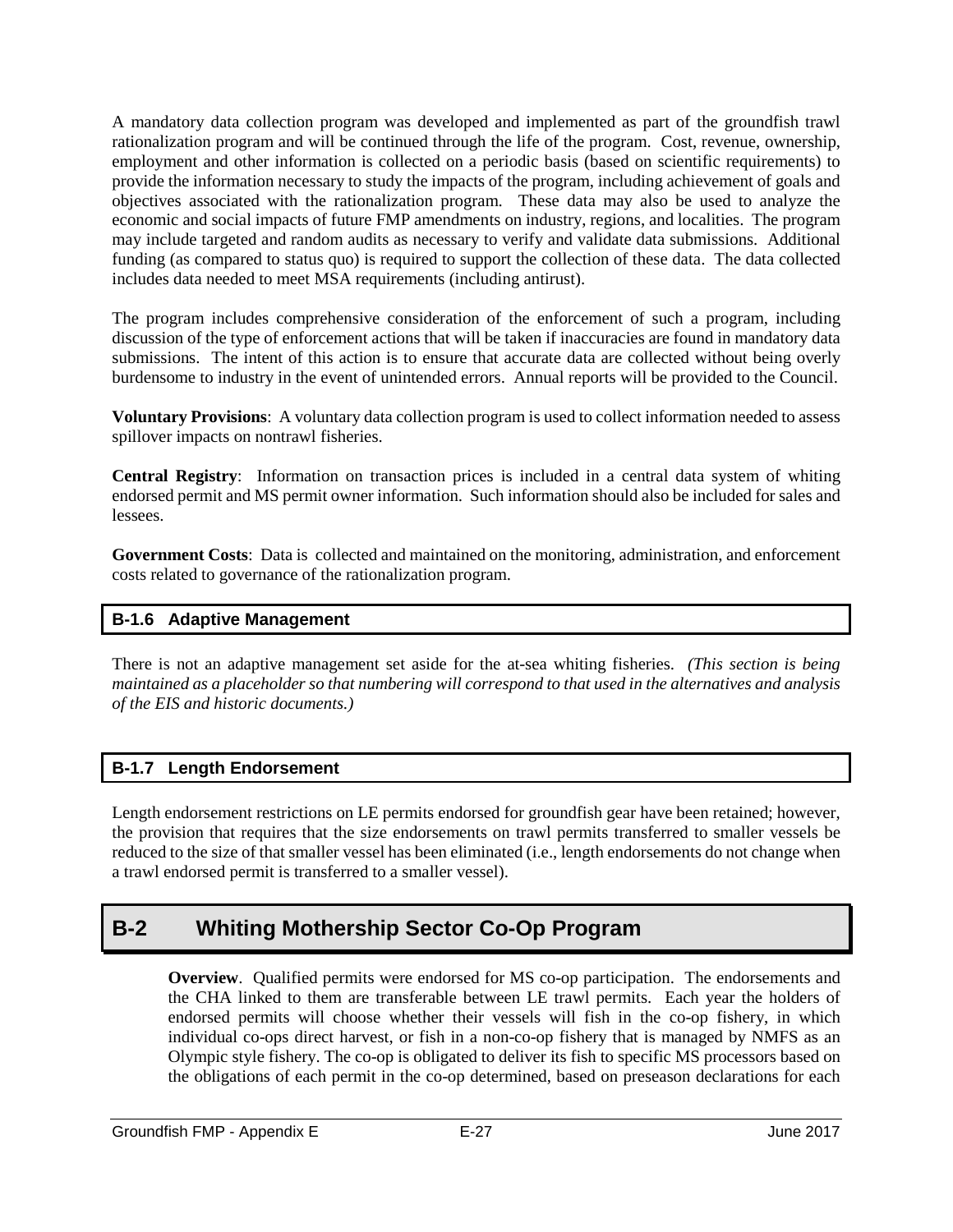A mandatory data collection program was developed and implemented as part of the groundfish trawl rationalization program and will be continued through the life of the program. Cost, revenue, ownership, employment and other information is collected on a periodic basis (based on scientific requirements) to provide the information necessary to study the impacts of the program, including achievement of goals and objectives associated with the rationalization program. These data may also be used to analyze the economic and social impacts of future FMP amendments on industry, regions, and localities. The program may include targeted and random audits as necessary to verify and validate data submissions. Additional funding (as compared to status quo) is required to support the collection of these data. The data collected includes data needed to meet MSA requirements (including antirust).

The program includes comprehensive consideration of the enforcement of such a program, including discussion of the type of enforcement actions that will be taken if inaccuracies are found in mandatory data submissions. The intent of this action is to ensure that accurate data are collected without being overly burdensome to industry in the event of unintended errors. Annual reports will be provided to the Council.

**Voluntary Provisions**: A voluntary data collection program is used to collect information needed to assess spillover impacts on nontrawl fisheries.

**Central Registry**: Information on transaction prices is included in a central data system of whiting endorsed permit and MS permit owner information. Such information should also be included for sales and lessees.

**Government Costs**: Data is collected and maintained on the monitoring, administration, and enforcement costs related to governance of the rationalization program.

### B-1.6 Adaptive Management

There is not an adaptive management set aside for the at-sea whiting fisheries. *(This section is being maintained as a placeholder so that numbering will correspond to that used in the alternatives and analysis of the EIS and historic documents.)*

### B-1.7 Length Endorsement

Length endorsement restrictions on LE permits endorsed for groundfish gear have been retained; however, the provision that requires that the size endorsements on trawl permits transferred to smaller vessels be reduced to the size of that smaller vessel has been eliminated (i.e., length endorsements do not change when a trawl endorsed permit is transferred to a smaller vessel).

## B-2 Whiting Mothership Sector Co-Op Program

**Overview**. Qualified permits were endorsed for MS co-op participation. The endorsements and the CHA linked to them are transferable between LE trawl permits. Each year the holders of endorsed permits will choose whether their vessels will fish in the co-op fishery, in which individual co-ops direct harvest, or fish in a non-co-op fishery that is managed by NMFS as an Olympic style fishery. The co-op is obligated to deliver its fish to specific MS processors based on the obligations of each permit in the co-op determined, based on preseason declarations for each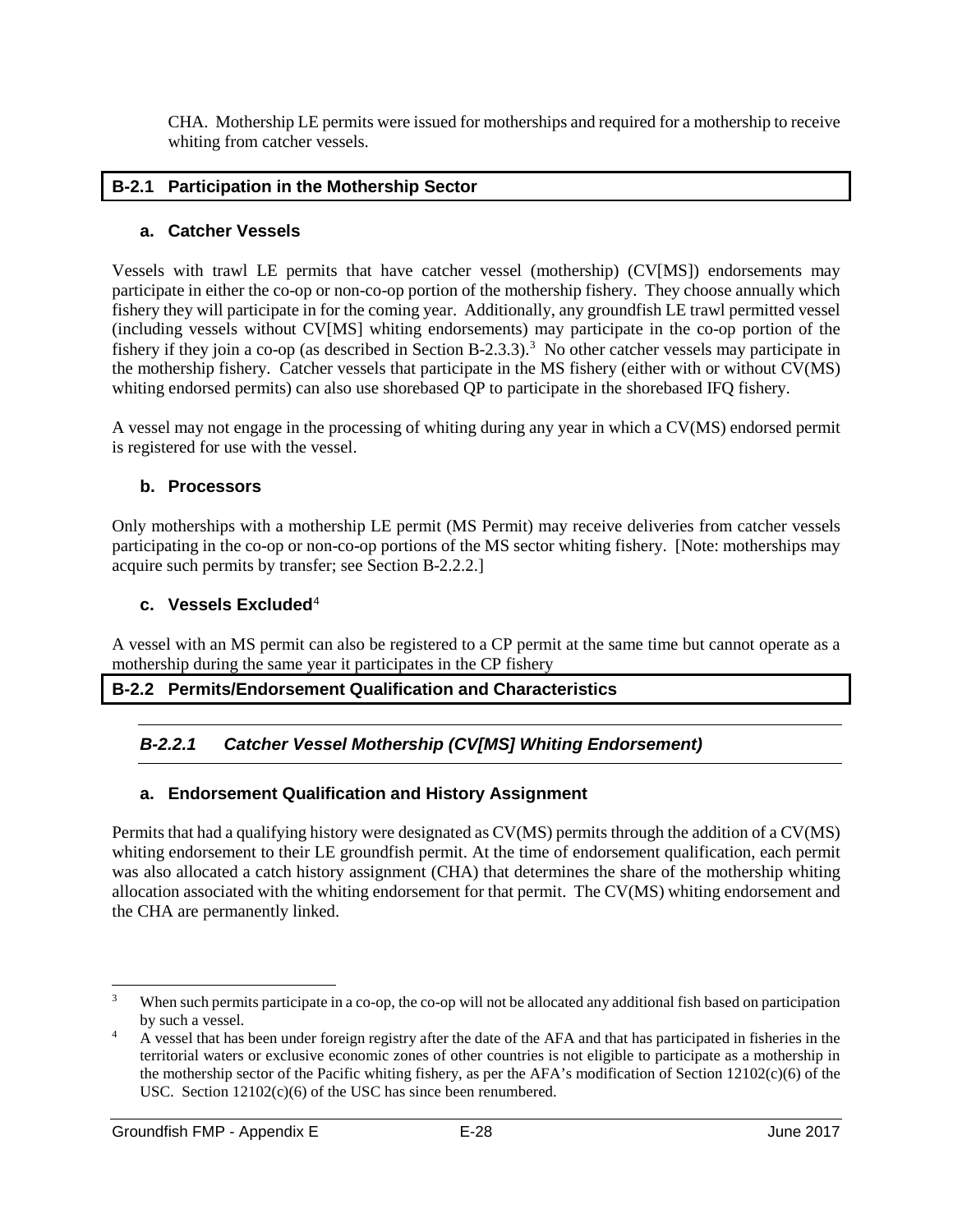CHA. Mothership LE permits were issued for motherships and required for a mothership to receive whiting from catcher vessels.

## B-2.1 Participation in the Mothership Sector

### a. Catcher Vessels

Vessels with trawl LE permits that have catcher vessel (mothership) (CV[MS]) endorsements may participate in either the co-op or non-co-op portion of the mothership fishery. They choose annually which fishery they will participate in for the coming year. Additionally, any groundfish LE trawl permitted vessel (including vessels without CV[MS] whiting endorsements) may participate in the co-op portion of the fishery if they join a co-op (as described in Section B-2.3.3).[3] No other catcher vessels may participate in the mothership fishery. Catcher vessels that participate in the MS fishery (either with or without CV(MS) whiting endorsed permits) can also use shorebased QP to participate in the shorebased IFQ fishery.

A vessel may not engage in the processing of whiting during any year in which a CV(MS) endorsed permit is registered for use with the vessel.

### b. Processors

Only motherships with a mothership LE permit (MS Permit) may receive deliveries from catcher vessels participating in the co-op or non-co-op portions of the MS sector whiting fishery. [Note: motherships may acquire such permits by transfer; see Section B-2.2.2.]

### c. Vessels Excluded[4]

A vessel with an MS permit can also be registered to a CP permit at the same time but cannot operate as a mothership during the same year it participates in the CP fishery

## B-2.2 Permits/Endorsement Qualification and Characteristics

### *B-2.2.1 Catcher Vessel Mothership (CV[MS] Whiting Endorsement)*

### a. Endorsement Qualification and History Assignment

Permits that had a qualifying history were designated as CV(MS) permits through the addition of a CV(MS) whiting endorsement to their LE groundfish permit. At the time of endorsement qualification, each permit was also allocated a catch history assignment (CHA) that determines the share of the mothership whiting allocation associated with the whiting endorsement for that permit. The CV(MS) whiting endorsement and the CHA are permanently linked.

---

[3] When such permits participate in a co-op, the co-op will not be allocated any additional fish based on participation by such a vessel.

[4] A vessel that has been under foreign registry after the date of the AFA and that has participated in fisheries in the territorial waters or exclusive economic zones of other countries is not eligible to participate as a mothership in the mothership sector of the Pacific whiting fishery, as per the AFA's modification of Section 12102(c)(6) of the USC. Section 12102(c)(6) of the USC has since been renumbered.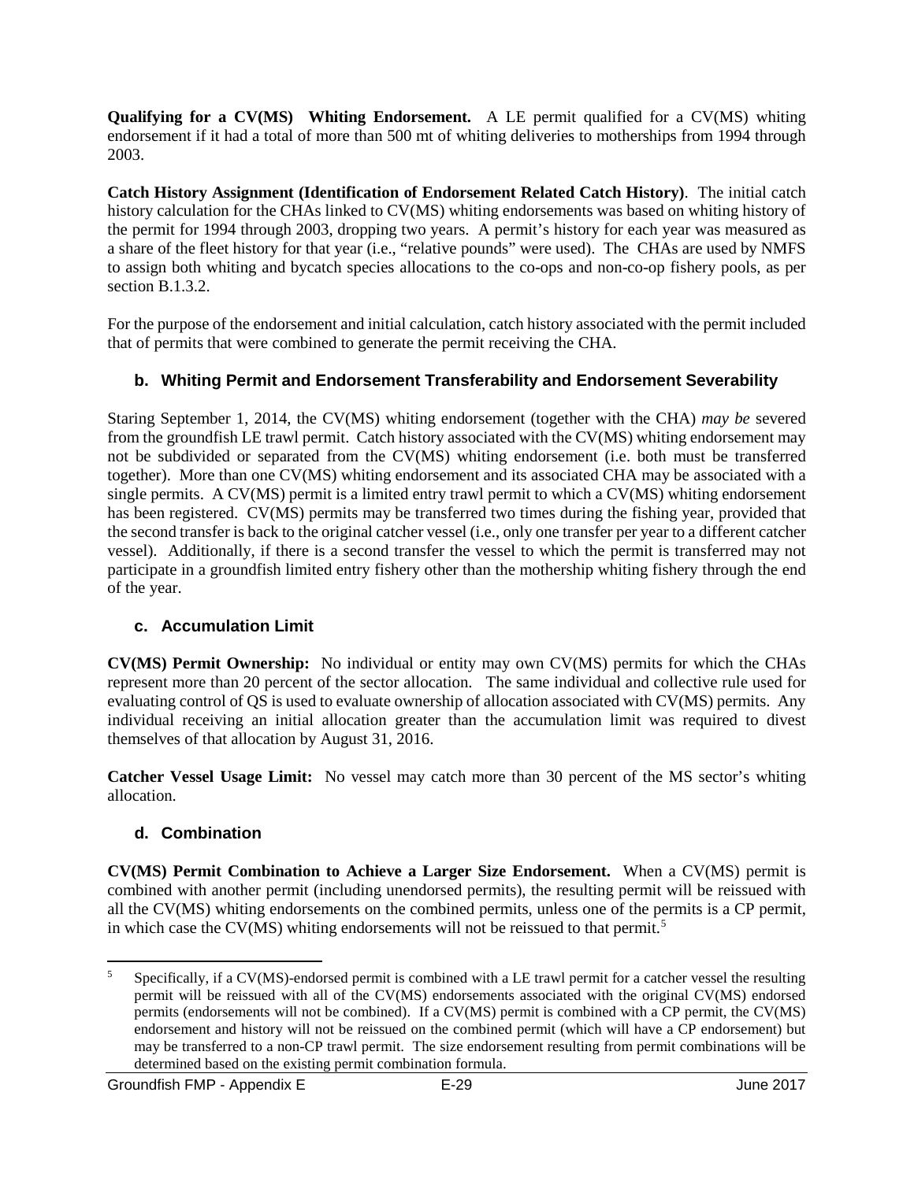**Qualifying for a CV(MS) Whiting Endorsement.** A LE permit qualified for a CV(MS) whiting endorsement if it had a total of more than 500 mt of whiting deliveries to motherships from 1994 through 2003.

**Catch History Assignment (Identification of Endorsement Related Catch History)**. The initial catch history calculation for the CHAs linked to CV(MS) whiting endorsements was based on whiting history of the permit for 1994 through 2003, dropping two years. A permit's history for each year was measured as a share of the fleet history for that year (i.e., "relative pounds" were used). The CHAs are used by NMFS to assign both whiting and bycatch species allocations to the co-ops and non-co-op fishery pools, as per section B.1.3.2.

For the purpose of the endorsement and initial calculation, catch history associated with the permit included that of permits that were combined to generate the permit receiving the CHA.

### b. Whiting Permit and Endorsement Transferability and Endorsement Severability

Staring September 1, 2014, the CV(MS) whiting endorsement (together with the CHA) *may be* severed from the groundfish LE trawl permit. Catch history associated with the CV(MS) whiting endorsement may not be subdivided or separated from the CV(MS) whiting endorsement (i.e. both must be transferred together). More than one CV(MS) whiting endorsement and its associated CHA may be associated with a single permits. A CV(MS) permit is a limited entry trawl permit to which a CV(MS) whiting endorsement has been registered. CV(MS) permits may be transferred two times during the fishing year, provided that the second transfer is back to the original catcher vessel (i.e., only one transfer per year to a different catcher vessel). Additionally, if there is a second transfer the vessel to which the permit is transferred may not participate in a groundfish limited entry fishery other than the mothership whiting fishery through the end of the year.

### c. Accumulation Limit

**CV(MS) Permit Ownership:** No individual or entity may own CV(MS) permits for which the CHAs represent more than 20 percent of the sector allocation. The same individual and collective rule used for evaluating control of QS is used to evaluate ownership of allocation associated with CV(MS) permits. Any individual receiving an initial allocation greater than the accumulation limit was required to divest themselves of that allocation by August 31, 2016.

**Catcher Vessel Usage Limit:** No vessel may catch more than 30 percent of the MS sector's whiting allocation.

### d. Combination

**CV(MS) Permit Combination to Achieve a Larger Size Endorsement.** When a CV(MS) permit is combined with another permit (including unendorsed permits), the resulting permit will be reissued with all the CV(MS) whiting endorsements on the combined permits, unless one of the permits is a CP permit, in which case the CV(MS) whiting endorsements will not be reissued to that permit.[5]

[5] Specifically, if a CV(MS)-endorsed permit is combined with a LE trawl permit for a catcher vessel the resulting permit will be reissued with all of the CV(MS) endorsements associated with the original CV(MS) endorsed permits (endorsements will not be combined). If a CV(MS) permit is combined with a CP permit, the CV(MS) endorsement and history will not be reissued on the combined permit (which will have a CP endorsement) but may be transferred to a non-CP trawl permit. The size endorsement resulting from permit combinations will be determined based on the existing permit combination formula.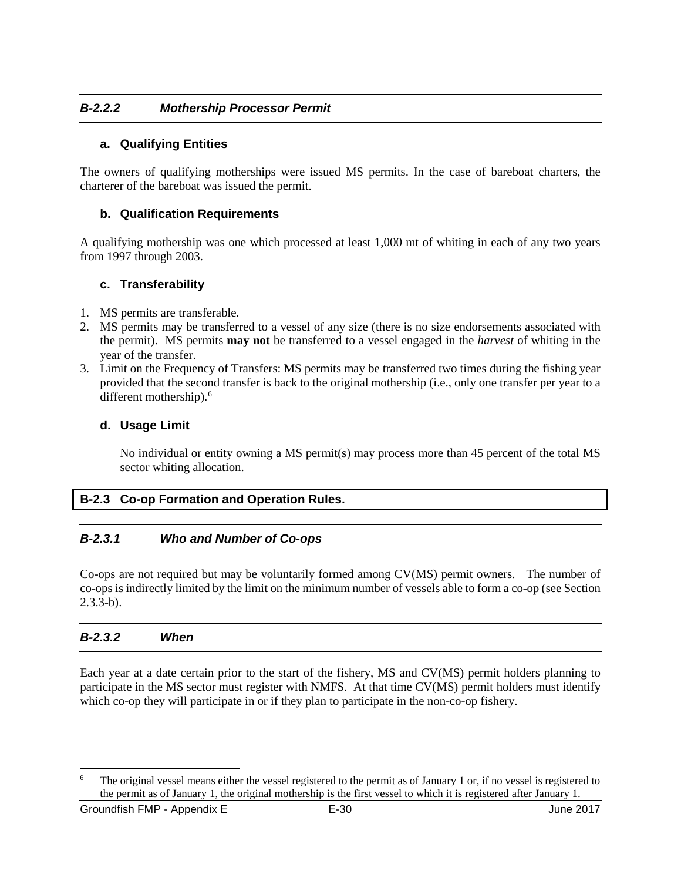#### *B-2.2.2 Mothership Processor Permit*

**a. Qualifying Entities**

The owners of qualifying motherships were issued MS permits. In the case of bareboat charters, the charterer of the bareboat was issued the permit.

**b. Qualification Requirements**

A qualifying mothership was one which processed at least 1,000 mt of whiting in each of any two years from 1997 through 2003.

**c. Transferability**

1. MS permits are transferable.
2. MS permits may be transferred to a vessel of any size (there is no size endorsements associated with the permit). MS permits **may not** be transferred to a vessel engaged in the *harvest* of whiting in the year of the transfer.
3. Limit on the Frequency of Transfers: MS permits may be transferred two times during the fishing year provided that the second transfer is back to the original mothership (i.e., only one transfer per year to a different mothership).[6]

**d. Usage Limit**

No individual or entity owning a MS permit(s) may process more than 45 percent of the total MS sector whiting allocation.

### B-2.3 Co-op Formation and Operation Rules.

#### *B-2.3.1 Who and Number of Co-ops*

Co-ops are not required but may be voluntarily formed among CV(MS) permit owners. The number of co-ops is indirectly limited by the limit on the minimum number of vessels able to form a co-op (see Section 2.3.3-b).

#### *B-2.3.2 When*

Each year at a date certain prior to the start of the fishery, MS and CV(MS) permit holders planning to participate in the MS sector must register with NMFS. At that time CV(MS) permit holders must identify which co-op they will participate in or if they plan to participate in the non-co-op fishery.

---

[6] The original vessel means either the vessel registered to the permit as of January 1 or, if no vessel is registered to the permit as of January 1, the original mothership is the first vessel to which it is registered after January 1.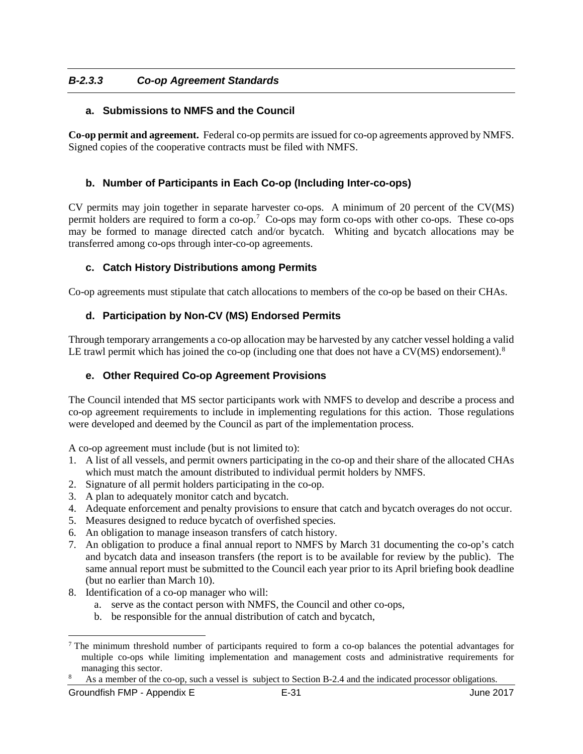### *B-2.3.3 Co-op Agreement Standards*

#### a. Submissions to NMFS and the Council

**Co-op permit and agreement.** Federal co-op permits are issued for co-op agreements approved by NMFS. Signed copies of the cooperative contracts must be filed with NMFS.

#### b. Number of Participants in Each Co-op (Including Inter-co-ops)

CV permits may join together in separate harvester co-ops. A minimum of 20 percent of the CV(MS) permit holders are required to form a co-op.[7] Co-ops may form co-ops with other co-ops. These co-ops may be formed to manage directed catch and/or bycatch. Whiting and bycatch allocations may be transferred among co-ops through inter-co-op agreements.

#### c. Catch History Distributions among Permits

Co-op agreements must stipulate that catch allocations to members of the co-op be based on their CHAs.

#### d. Participation by Non-CV (MS) Endorsed Permits

Through temporary arrangements a co-op allocation may be harvested by any catcher vessel holding a valid LE trawl permit which has joined the co-op (including one that does not have a CV(MS) endorsement).[8]

#### e. Other Required Co-op Agreement Provisions

The Council intended that MS sector participants work with NMFS to develop and describe a process and co-op agreement requirements to include in implementing regulations for this action. Those regulations were developed and deemed by the Council as part of the implementation process.

A co-op agreement must include (but is not limited to):

1. A list of all vessels, and permit owners participating in the co-op and their share of the allocated CHAs which must match the amount distributed to individual permit holders by NMFS.
2. Signature of all permit holders participating in the co-op.
3. A plan to adequately monitor catch and bycatch.
4. Adequate enforcement and penalty provisions to ensure that catch and bycatch overages do not occur.
5. Measures designed to reduce bycatch of overfished species.
6. An obligation to manage inseason transfers of catch history.
7. An obligation to produce a final annual report to NMFS by March 31 documenting the co-op's catch and bycatch data and inseason transfers (the report is to be available for review by the public). The same annual report must be submitted to the Council each year prior to its April briefing book deadline (but no earlier than March 10).
8. Identification of a co-op manager who will:
   a. serve as the contact person with NMFS, the Council and other co-ops,
   b. be responsible for the annual distribution of catch and bycatch,

---

[7] The minimum threshold number of participants required to form a co-op balances the potential advantages for multiple co-ops while limiting implementation and management costs and administrative requirements for managing this sector.

[8] As a member of the co-op, such a vessel is subject to Section B-2.4 and the indicated processor obligations.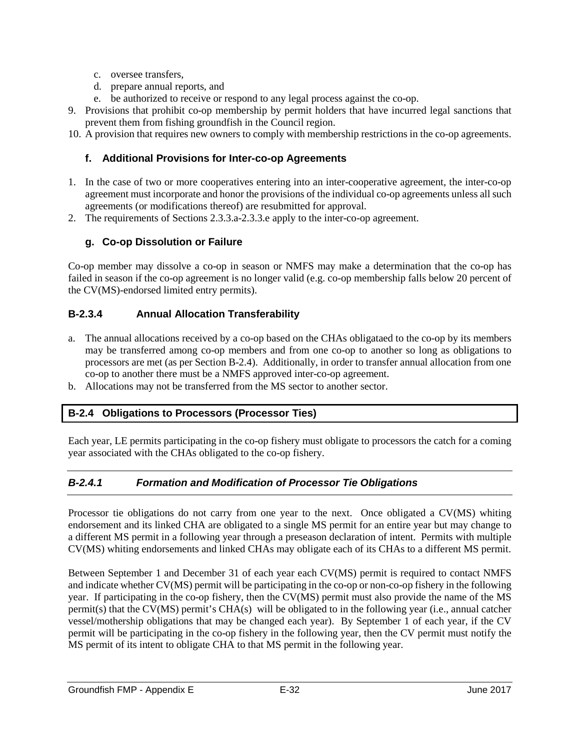c. oversee transfers,
d. prepare annual reports, and
e. be authorized to receive or respond to any legal process against the co-op.

9. Provisions that prohibit co-op membership by permit holders that have incurred legal sanctions that prevent them from fishing groundfish in the Council region.
10. A provision that requires new owners to comply with membership restrictions in the co-op agreements.

#### f. Additional Provisions for Inter-co-op Agreements

1. In the case of two or more cooperatives entering into an inter-cooperative agreement, the inter-co-op agreement must incorporate and honor the provisions of the individual co-op agreements unless all such agreements (or modifications thereof) are resubmitted for approval.
2. The requirements of Sections 2.3.3.a-2.3.3.e apply to the inter-co-op agreement.

#### g. Co-op Dissolution or Failure

Co-op member may dissolve a co-op in season or NMFS may make a determination that the co-op has failed in season if the co-op agreement is no longer valid (e.g. co-op membership falls below 20 percent of the CV(MS)-endorsed limited entry permits).

### B-2.3.4 Annual Allocation Transferability

a. The annual allocations received by a co-op based on the CHAs obligataed to the co-op by its members may be transferred among co-op members and from one co-op to another so long as obligations to processors are met (as per Section B-2.4). Additionally, in order to transfer annual allocation from one co-op to another there must be a NMFS approved inter-co-op agreement.
b. Allocations may not be transferred from the MS sector to another sector.

## B-2.4 Obligations to Processors (Processor Ties)

Each year, LE permits participating in the co-op fishery must obligate to processors the catch for a coming year associated with the CHAs obligated to the co-op fishery.

### *B-2.4.1 Formation and Modification of Processor Tie Obligations*

Processor tie obligations do not carry from one year to the next. Once obligated a CV(MS) whiting endorsement and its linked CHA are obligated to a single MS permit for an entire year but may change to a different MS permit in a following year through a preseason declaration of intent. Permits with multiple CV(MS) whiting endorsements and linked CHAs may obligate each of its CHAs to a different MS permit.

Between September 1 and December 31 of each year each CV(MS) permit is required to contact NMFS and indicate whether CV(MS) permit will be participating in the co-op or non-co-op fishery in the following year. If participating in the co-op fishery, then the CV(MS) permit must also provide the name of the MS permit(s) that the CV(MS) permit's CHA(s) will be obligated to in the following year (i.e., annual catcher vessel/mothership obligations that may be changed each year). By September 1 of each year, if the CV permit will be participating in the co-op fishery in the following year, then the CV permit must notify the MS permit of its intent to obligate CHA to that MS permit in the following year.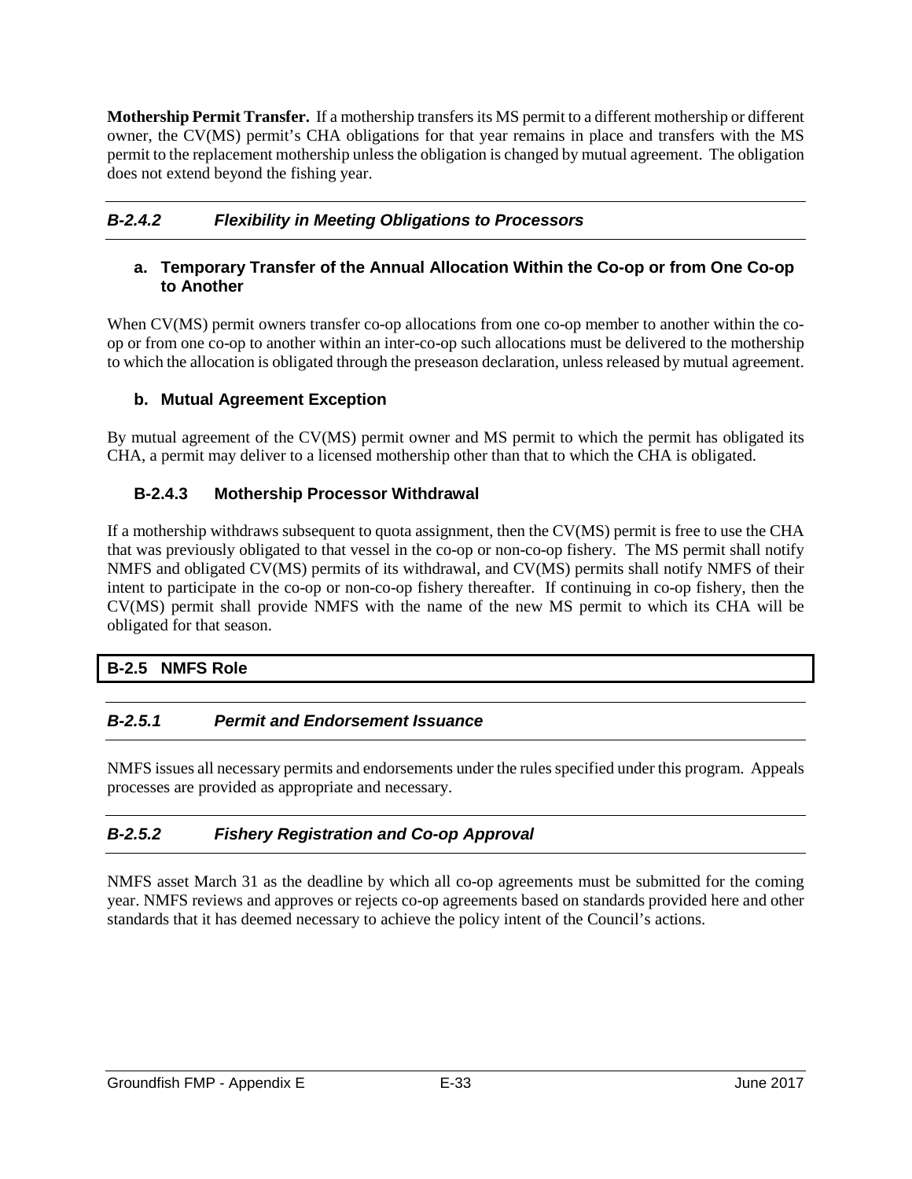**Mothership Permit Transfer.** If a mothership transfers its MS permit to a different mothership or different owner, the CV(MS) permit's CHA obligations for that year remains in place and transfers with the MS permit to the replacement mothership unless the obligation is changed by mutual agreement. The obligation does not extend beyond the fishing year.

### *B-2.4.2 Flexibility in Meeting Obligations to Processors*

#### a. Temporary Transfer of the Annual Allocation Within the Co-op or from One Co-op to Another

When CV(MS) permit owners transfer co-op allocations from one co-op member to another within the co-op or from one co-op to another within an inter-co-op such allocations must be delivered to the mothership to which the allocation is obligated through the preseason declaration, unless released by mutual agreement.

#### b. Mutual Agreement Exception

By mutual agreement of the CV(MS) permit owner and MS permit to which the permit has obligated its CHA, a permit may deliver to a licensed mothership other than that to which the CHA is obligated.

### B-2.4.3 Mothership Processor Withdrawal

If a mothership withdraws subsequent to quota assignment, then the CV(MS) permit is free to use the CHA that was previously obligated to that vessel in the co-op or non-co-op fishery. The MS permit shall notify NMFS and obligated CV(MS) permits of its withdrawal, and CV(MS) permits shall notify NMFS of their intent to participate in the co-op or non-co-op fishery thereafter. If continuing in co-op fishery, then the CV(MS) permit shall provide NMFS with the name of the new MS permit to which its CHA will be obligated for that season.

## B-2.5 NMFS Role

### *B-2.5.1 Permit and Endorsement Issuance*

NMFS issues all necessary permits and endorsements under the rules specified under this program. Appeals processes are provided as appropriate and necessary.

### *B-2.5.2 Fishery Registration and Co-op Approval*

NMFS asset March 31 as the deadline by which all co-op agreements must be submitted for the coming year. NMFS reviews and approves or rejects co-op agreements based on standards provided here and other standards that it has deemed necessary to achieve the policy intent of the Council's actions.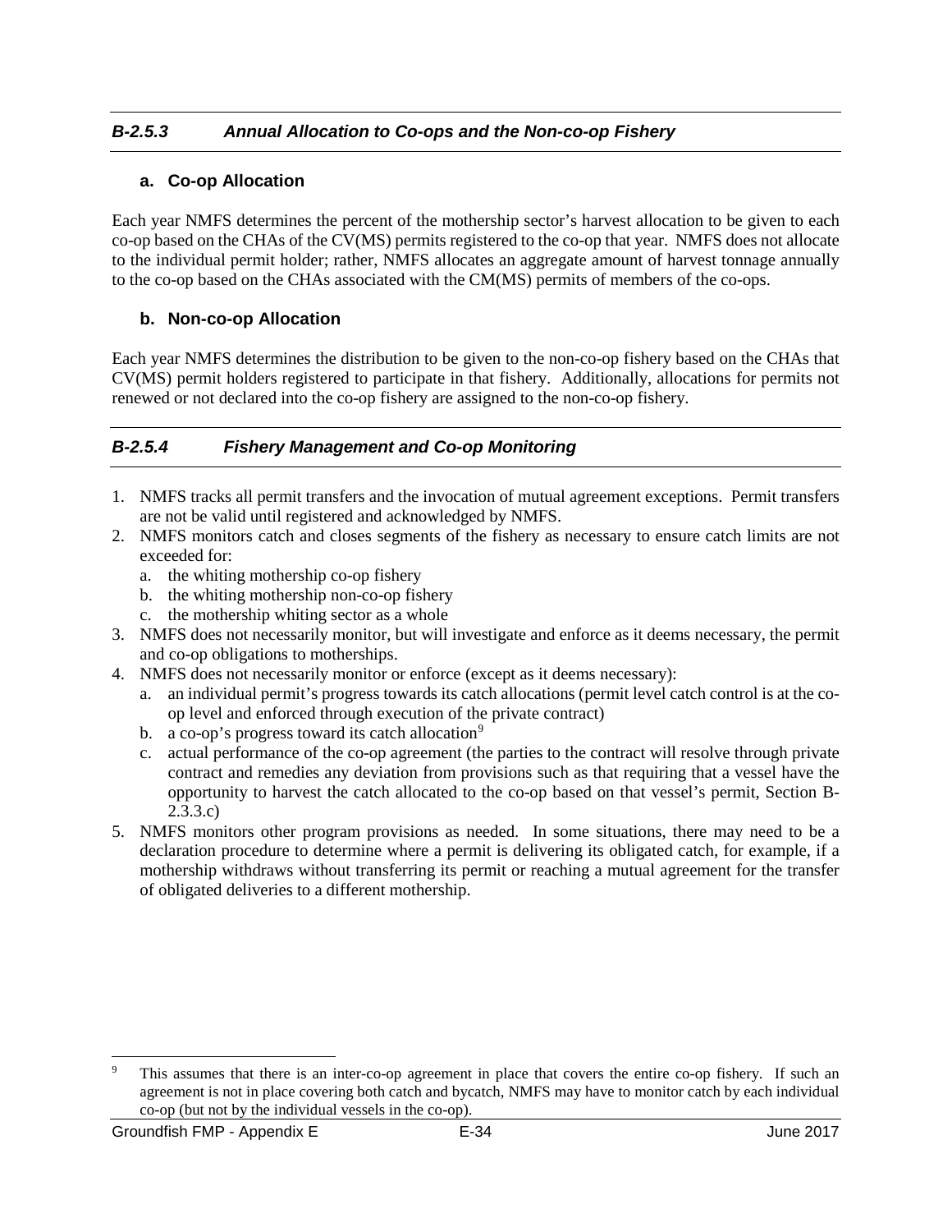### *B-2.5.3 Annual Allocation to Co-ops and the Non-co-op Fishery*

#### a. Co-op Allocation

Each year NMFS determines the percent of the mothership sector's harvest allocation to be given to each co-op based on the CHAs of the CV(MS) permits registered to the co-op that year. NMFS does not allocate to the individual permit holder; rather, NMFS allocates an aggregate amount of harvest tonnage annually to the co-op based on the CHAs associated with the CM(MS) permits of members of the co-ops.

#### b. Non-co-op Allocation

Each year NMFS determines the distribution to be given to the non-co-op fishery based on the CHAs that CV(MS) permit holders registered to participate in that fishery. Additionally, allocations for permits not renewed or not declared into the co-op fishery are assigned to the non-co-op fishery.

### *B-2.5.4 Fishery Management and Co-op Monitoring*

1. NMFS tracks all permit transfers and the invocation of mutual agreement exceptions. Permit transfers are not be valid until registered and acknowledged by NMFS.
2. NMFS monitors catch and closes segments of the fishery as necessary to ensure catch limits are not exceeded for:
   a. the whiting mothership co-op fishery
   b. the whiting mothership non-co-op fishery
   c. the mothership whiting sector as a whole
3. NMFS does not necessarily monitor, but will investigate and enforce as it deems necessary, the permit and co-op obligations to motherships.
4. NMFS does not necessarily monitor or enforce (except as it deems necessary):
   a. an individual permit's progress towards its catch allocations (permit level catch control is at the co-op level and enforced through execution of the private contract)
   b. a co-op's progress toward its catch allocation[9]
   c. actual performance of the co-op agreement (the parties to the contract will resolve through private contract and remedies any deviation from provisions such as that requiring that a vessel have the opportunity to harvest the catch allocated to the co-op based on that vessel's permit, Section B-2.3.3.c)
5. NMFS monitors other program provisions as needed. In some situations, there may need to be a declaration procedure to determine where a permit is delivering its obligated catch, for example, if a mothership withdraws without transferring its permit or reaching a mutual agreement for the transfer of obligated deliveries to a different mothership.

---

[9] This assumes that there is an inter-co-op agreement in place that covers the entire co-op fishery. If such an agreement is not in place covering both catch and bycatch, NMFS may have to monitor catch by each individual co-op (but not by the individual vessels in the co-op).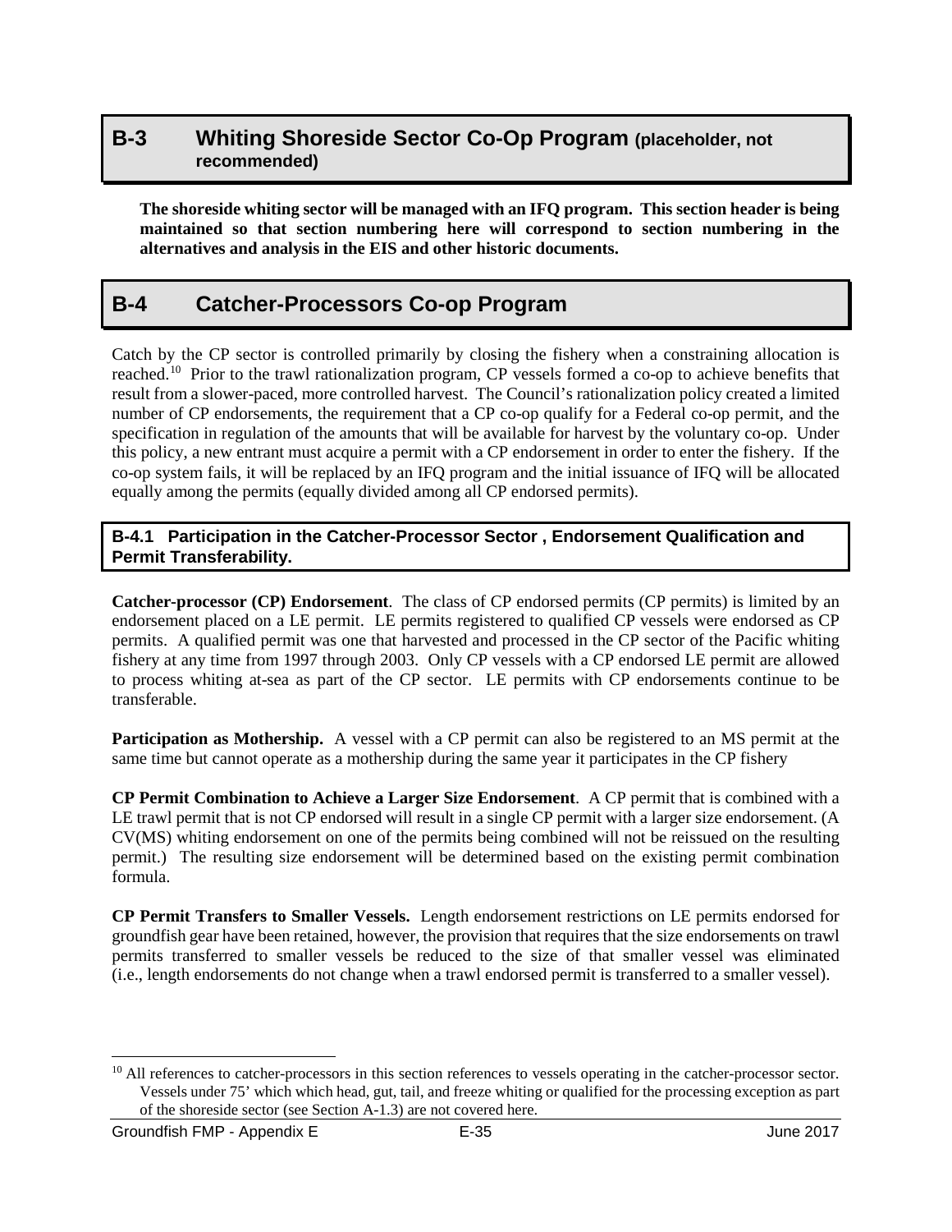## B-3 Whiting Shoreside Sector Co-Op Program (placeholder, not recommended)

**The shoreside whiting sector will be managed with an IFQ program. This section header is being maintained so that section numbering here will correspond to section numbering in the alternatives and analysis in the EIS and other historic documents.**

## B-4 Catcher-Processors Co-op Program

Catch by the CP sector is controlled primarily by closing the fishery when a constraining allocation is reached.[10] Prior to the trawl rationalization program, CP vessels formed a co-op to achieve benefits that result from a slower-paced, more controlled harvest. The Council's rationalization policy created a limited number of CP endorsements, the requirement that a CP co-op qualify for a Federal co-op permit, and the specification in regulation of the amounts that will be available for harvest by the voluntary co-op. Under this policy, a new entrant must acquire a permit with a CP endorsement in order to enter the fishery. If the co-op system fails, it will be replaced by an IFQ program and the initial issuance of IFQ will be allocated equally among the permits (equally divided among all CP endorsed permits).

### B-4.1 Participation in the Catcher-Processor Sector , Endorsement Qualification and Permit Transferability.

**Catcher-processor (CP) Endorsement**. The class of CP endorsed permits (CP permits) is limited by an endorsement placed on a LE permit. LE permits registered to qualified CP vessels were endorsed as CP permits. A qualified permit was one that harvested and processed in the CP sector of the Pacific whiting fishery at any time from 1997 through 2003. Only CP vessels with a CP endorsed LE permit are allowed to process whiting at-sea as part of the CP sector. LE permits with CP endorsements continue to be transferable.

**Participation as Mothership.** A vessel with a CP permit can also be registered to an MS permit at the same time but cannot operate as a mothership during the same year it participates in the CP fishery

**CP Permit Combination to Achieve a Larger Size Endorsement**. A CP permit that is combined with a LE trawl permit that is not CP endorsed will result in a single CP permit with a larger size endorsement. (A CV(MS) whiting endorsement on one of the permits being combined will not be reissued on the resulting permit.) The resulting size endorsement will be determined based on the existing permit combination formula.

**CP Permit Transfers to Smaller Vessels.** Length endorsement restrictions on LE permits endorsed for groundfish gear have been retained, however, the provision that requires that the size endorsements on trawl permits transferred to smaller vessels be reduced to the size of that smaller vessel was eliminated (i.e., length endorsements do not change when a trawl endorsed permit is transferred to a smaller vessel).

---

[10] All references to catcher-processors in this section references to vessels operating in the catcher-processor sector. Vessels under 75' which which head, gut, tail, and freeze whiting or qualified for the processing exception as part of the shoreside sector (see Section A-1.3) are not covered here.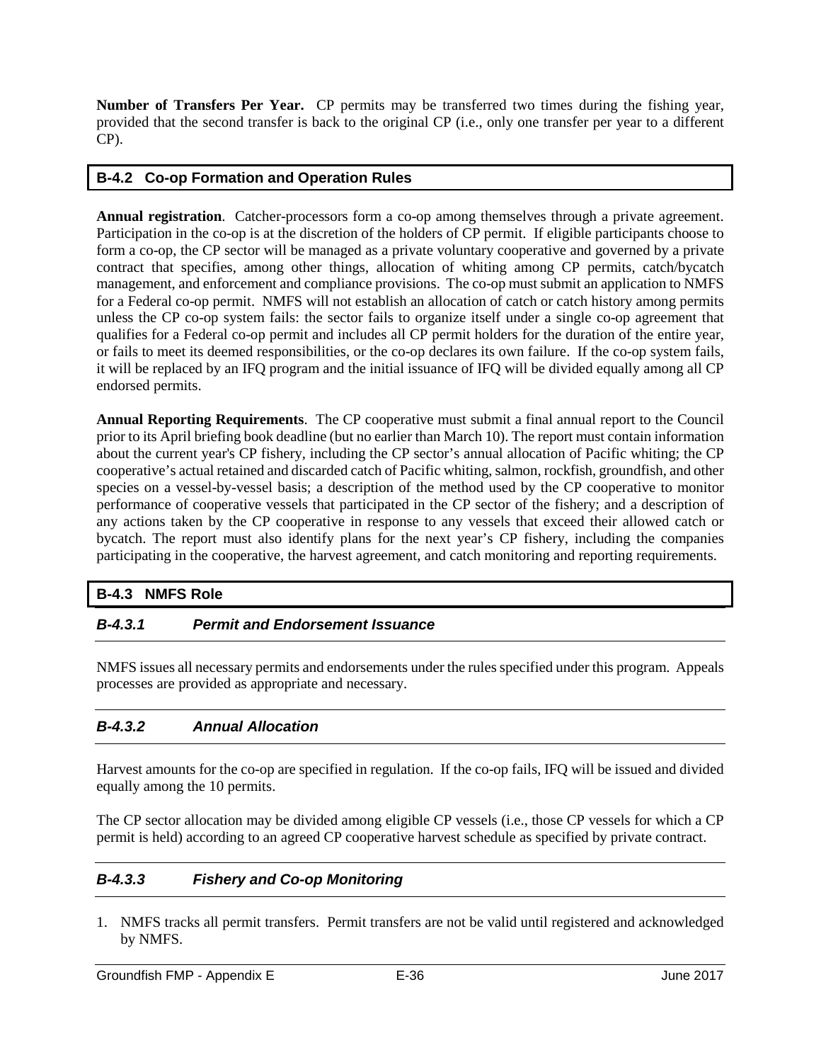**Number of Transfers Per Year.** CP permits may be transferred two times during the fishing year, provided that the second transfer is back to the original CP (i.e., only one transfer per year to a different CP).

## B-4.2 Co-op Formation and Operation Rules

**Annual registration**. Catcher-processors form a co-op among themselves through a private agreement. Participation in the co-op is at the discretion of the holders of CP permit. If eligible participants choose to form a co-op, the CP sector will be managed as a private voluntary cooperative and governed by a private contract that specifies, among other things, allocation of whiting among CP permits, catch/bycatch management, and enforcement and compliance provisions. The co-op must submit an application to NMFS for a Federal co-op permit. NMFS will not establish an allocation of catch or catch history among permits unless the CP co-op system fails: the sector fails to organize itself under a single co-op agreement that qualifies for a Federal co-op permit and includes all CP permit holders for the duration of the entire year, or fails to meet its deemed responsibilities, or the co-op declares its own failure. If the co-op system fails, it will be replaced by an IFQ program and the initial issuance of IFQ will be divided equally among all CP endorsed permits.

**Annual Reporting Requirements**. The CP cooperative must submit a final annual report to the Council prior to its April briefing book deadline (but no earlier than March 10). The report must contain information about the current year's CP fishery, including the CP sector's annual allocation of Pacific whiting; the CP cooperative's actual retained and discarded catch of Pacific whiting, salmon, rockfish, groundfish, and other species on a vessel-by-vessel basis; a description of the method used by the CP cooperative to monitor performance of cooperative vessels that participated in the CP sector of the fishery; and a description of any actions taken by the CP cooperative in response to any vessels that exceed their allowed catch or bycatch. The report must also identify plans for the next year's CP fishery, including the companies participating in the cooperative, the harvest agreement, and catch monitoring and reporting requirements.

## B-4.3 NMFS Role

### *B-4.3.1 Permit and Endorsement Issuance*

NMFS issues all necessary permits and endorsements under the rules specified under this program. Appeals processes are provided as appropriate and necessary.

### *B-4.3.2 Annual Allocation*

Harvest amounts for the co-op are specified in regulation. If the co-op fails, IFQ will be issued and divided equally among the 10 permits.

The CP sector allocation may be divided among eligible CP vessels (i.e., those CP vessels for which a CP permit is held) according to an agreed CP cooperative harvest schedule as specified by private contract.

### *B-4.3.3 Fishery and Co-op Monitoring*

1. NMFS tracks all permit transfers. Permit transfers are not be valid until registered and acknowledged by NMFS.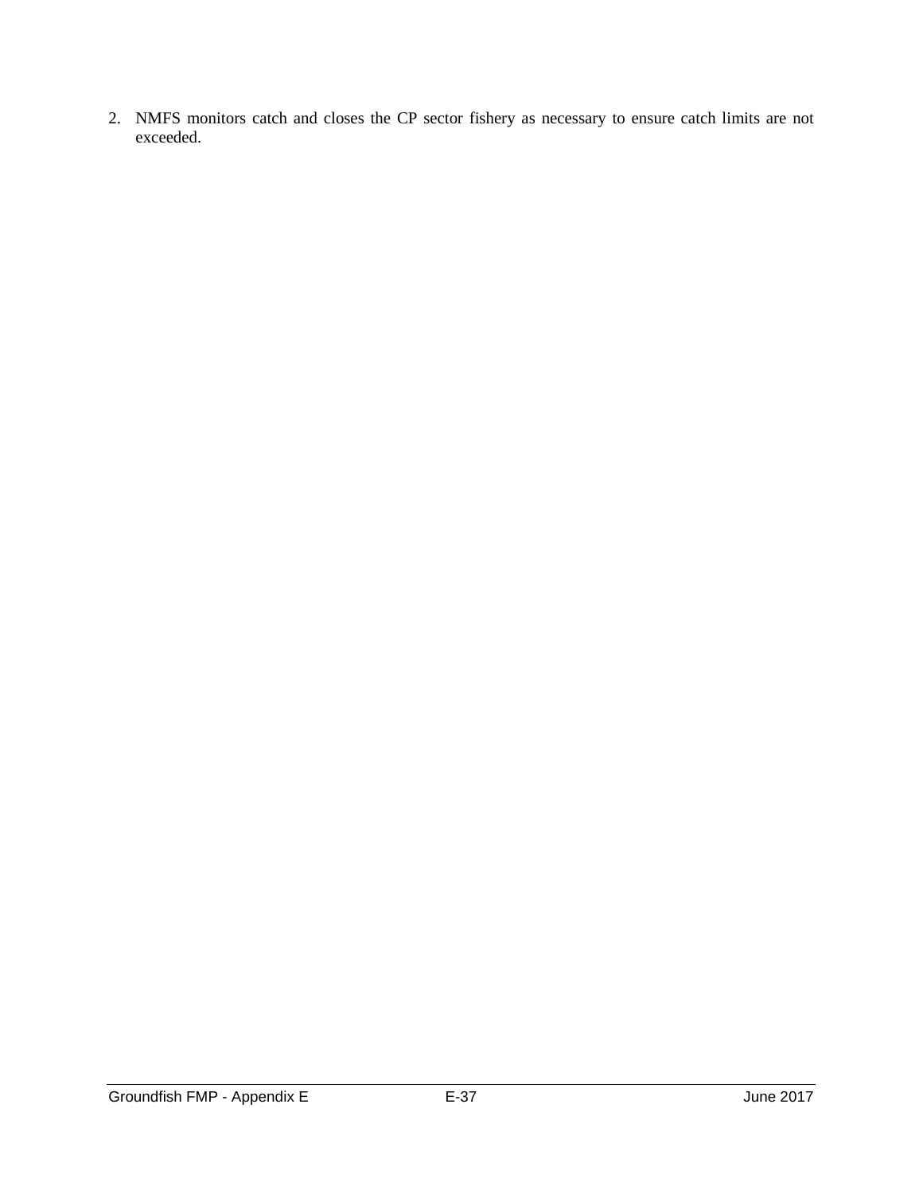2. NMFS monitors catch and closes the CP sector fishery as necessary to ensure catch limits are not exceeded.